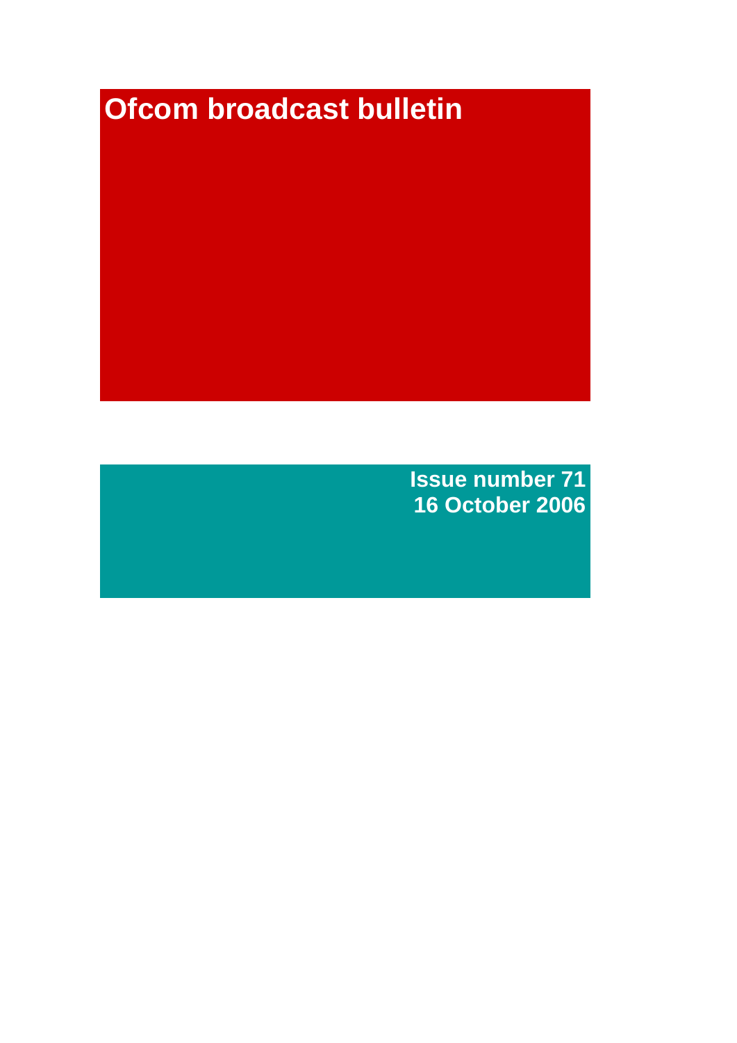# Ofcom broadcast bulletin

**Issue number 71**
**16 October 2006**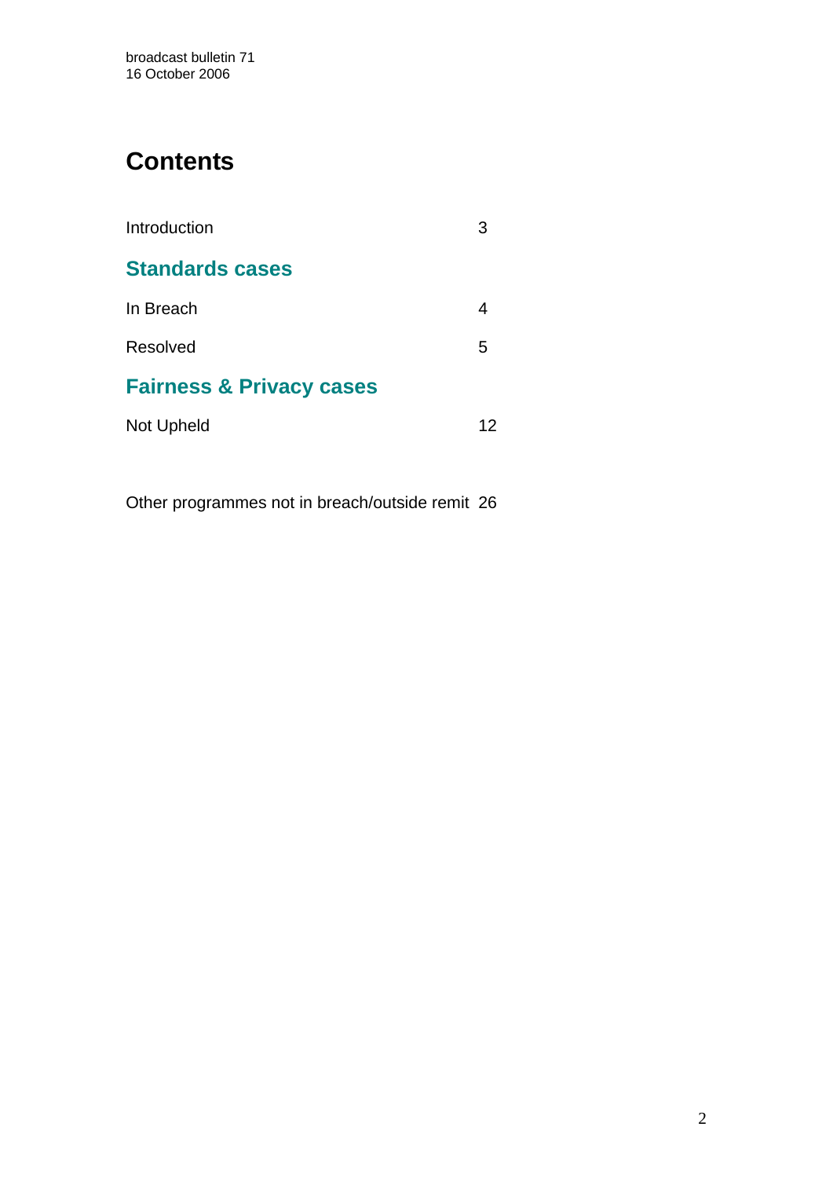# Contents

| | |
|---|---|
| Introduction | 3 |
| **Standards cases** | |
| In Breach | 4 |
| Resolved | 5 |
| **Fairness & Privacy cases** | |
| Not Upheld | 12 |
| | |
| Other programmes not in breach/outside remit | 26 |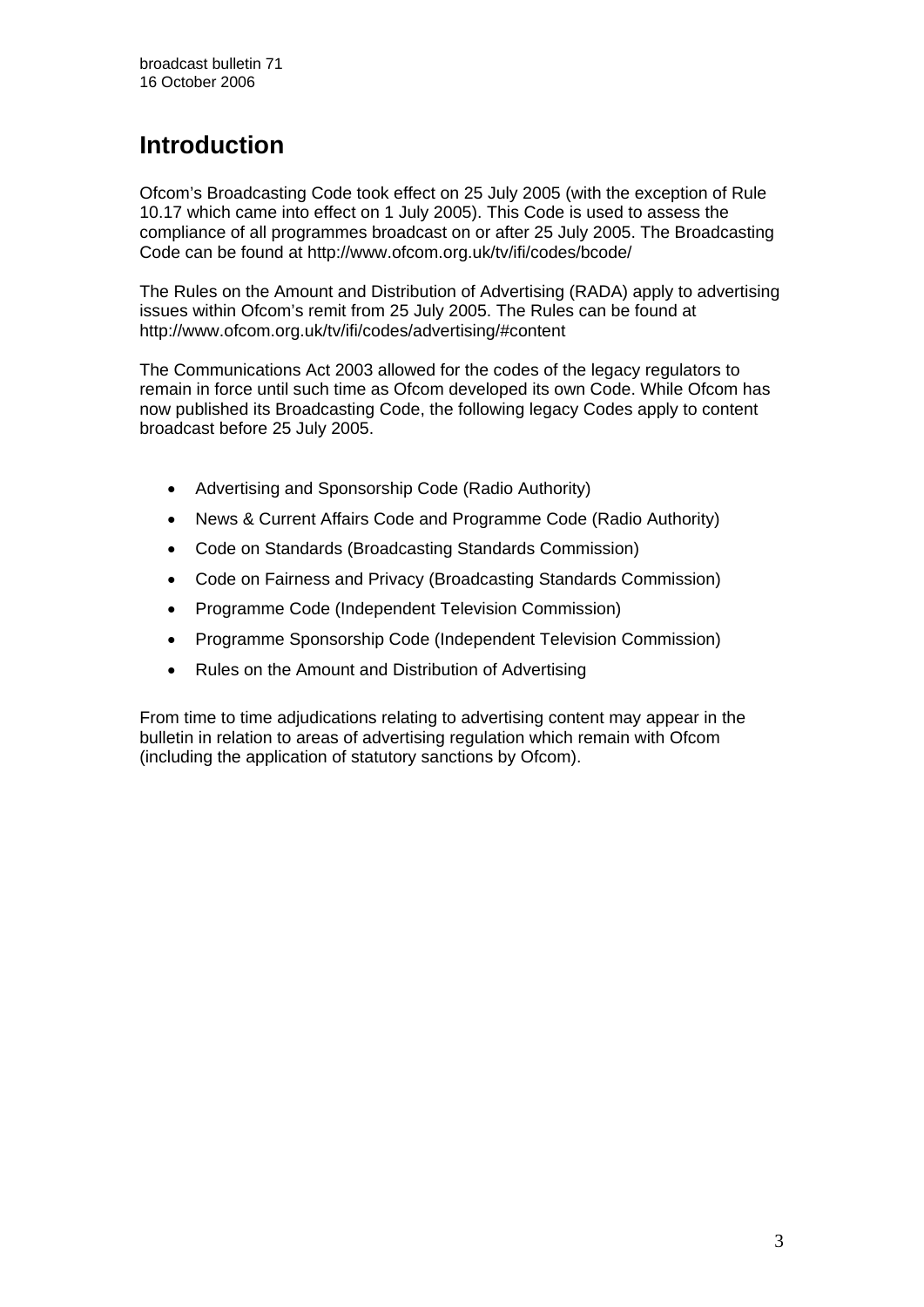# Introduction

Ofcom's Broadcasting Code took effect on 25 July 2005 (with the exception of Rule 10.17 which came into effect on 1 July 2005). This Code is used to assess the compliance of all programmes broadcast on or after 25 July 2005. The Broadcasting Code can be found at http://www.ofcom.org.uk/tv/ifi/codes/bcode/

The Rules on the Amount and Distribution of Advertising (RADA) apply to advertising issues within Ofcom's remit from 25 July 2005. The Rules can be found at http://www.ofcom.org.uk/tv/ifi/codes/advertising/#content

The Communications Act 2003 allowed for the codes of the legacy regulators to remain in force until such time as Ofcom developed its own Code. While Ofcom has now published its Broadcasting Code, the following legacy Codes apply to content broadcast before 25 July 2005.

- Advertising and Sponsorship Code (Radio Authority)
- News & Current Affairs Code and Programme Code (Radio Authority)
- Code on Standards (Broadcasting Standards Commission)
- Code on Fairness and Privacy (Broadcasting Standards Commission)
- Programme Code (Independent Television Commission)
- Programme Sponsorship Code (Independent Television Commission)
- Rules on the Amount and Distribution of Advertising

From time to time adjudications relating to advertising content may appear in the bulletin in relation to areas of advertising regulation which remain with Ofcom (including the application of statutory sanctions by Ofcom).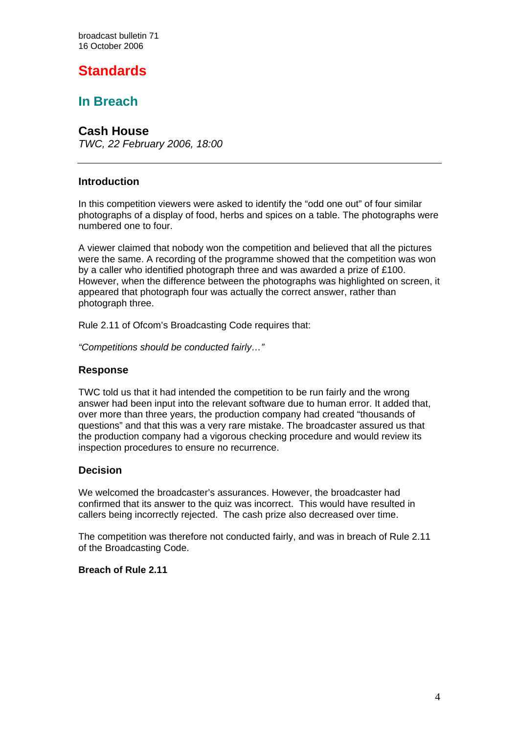## Standards

### In Breach

### Cash House

*TWC, 22 February 2006, 18:00*

---

#### Introduction

In this competition viewers were asked to identify the "odd one out" of four similar photographs of a display of food, herbs and spices on a table. The photographs were numbered one to four.

A viewer claimed that nobody won the competition and believed that all the pictures were the same. A recording of the programme showed that the competition was won by a caller who identified photograph three and was awarded a prize of £100. However, when the difference between the photographs was highlighted on screen, it appeared that photograph four was actually the correct answer, rather than photograph three.

Rule 2.11 of Ofcom's Broadcasting Code requires that:

*"Competitions should be conducted fairly…"*

#### Response

TWC told us that it had intended the competition to be run fairly and the wrong answer had been input into the relevant software due to human error. It added that, over more than three years, the production company had created "thousands of questions" and that this was a very rare mistake. The broadcaster assured us that the production company had a vigorous checking procedure and would review its inspection procedures to ensure no recurrence.

#### Decision

We welcomed the broadcaster's assurances. However, the broadcaster had confirmed that its answer to the quiz was incorrect. This would have resulted in callers being incorrectly rejected. The cash prize also decreased over time.

The competition was therefore not conducted fairly, and was in breach of Rule 2.11 of the Broadcasting Code.

**Breach of Rule 2.11**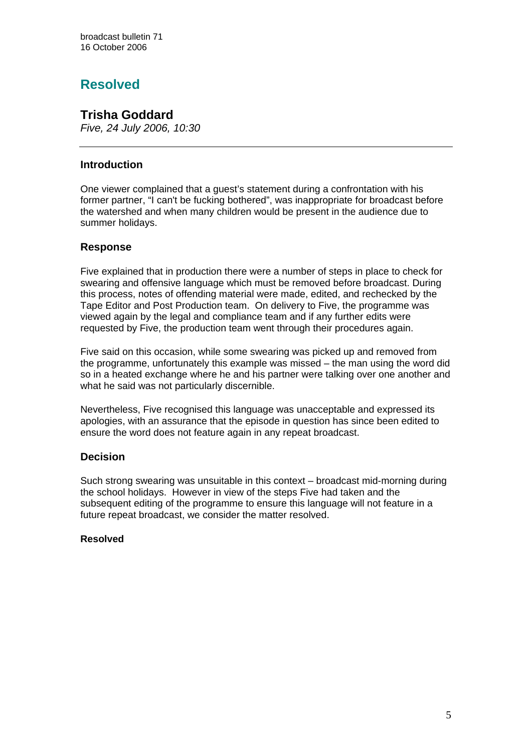## Resolved

### Trisha Goddard

*Five, 24 July 2006, 10:30*

---

#### Introduction

One viewer complained that a guest's statement during a confrontation with his former partner, "I can't be fucking bothered", was inappropriate for broadcast before the watershed and when many children would be present in the audience due to summer holidays.

#### Response

Five explained that in production there were a number of steps in place to check for swearing and offensive language which must be removed before broadcast. During this process, notes of offending material were made, edited, and rechecked by the Tape Editor and Post Production team. On delivery to Five, the programme was viewed again by the legal and compliance team and if any further edits were requested by Five, the production team went through their procedures again.

Five said on this occasion, while some swearing was picked up and removed from the programme, unfortunately this example was missed – the man using the word did so in a heated exchange where he and his partner were talking over one another and what he said was not particularly discernible.

Nevertheless, Five recognised this language was unacceptable and expressed its apologies, with an assurance that the episode in question has since been edited to ensure the word does not feature again in any repeat broadcast.

#### Decision

Such strong swearing was unsuitable in this context – broadcast mid-morning during the school holidays. However in view of the steps Five had taken and the subsequent editing of the programme to ensure this language will not feature in a future repeat broadcast, we consider the matter resolved.

**Resolved**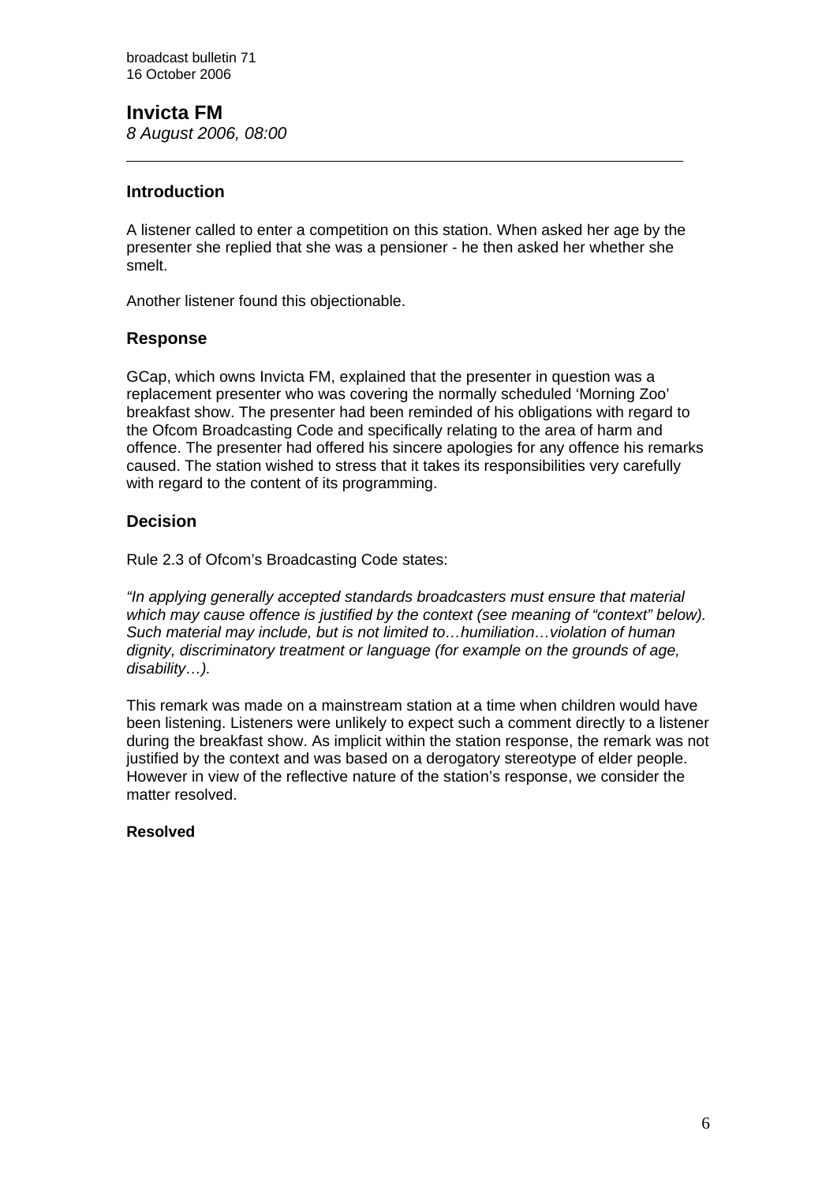## Invicta FM

*8 August 2006, 08:00*

---

### Introduction

A listener called to enter a competition on this station. When asked her age by the presenter she replied that she was a pensioner - he then asked her whether she smelt.

Another listener found this objectionable.

### Response

GCap, which owns Invicta FM, explained that the presenter in question was a replacement presenter who was covering the normally scheduled 'Morning Zoo' breakfast show. The presenter had been reminded of his obligations with regard to the Ofcom Broadcasting Code and specifically relating to the area of harm and offence. The presenter had offered his sincere apologies for any offence his remarks caused. The station wished to stress that it takes its responsibilities very carefully with regard to the content of its programming.

### Decision

Rule 2.3 of Ofcom's Broadcasting Code states:

*"In applying generally accepted standards broadcasters must ensure that material which may cause offence is justified by the context (see meaning of "context" below). Such material may include, but is not limited to…humiliation…violation of human dignity, discriminatory treatment or language (for example on the grounds of age, disability…).*

This remark was made on a mainstream station at a time when children would have been listening. Listeners were unlikely to expect such a comment directly to a listener during the breakfast show. As implicit within the station response, the remark was not justified by the context and was based on a derogatory stereotype of elder people. However in view of the reflective nature of the station's response, we consider the matter resolved.

**Resolved**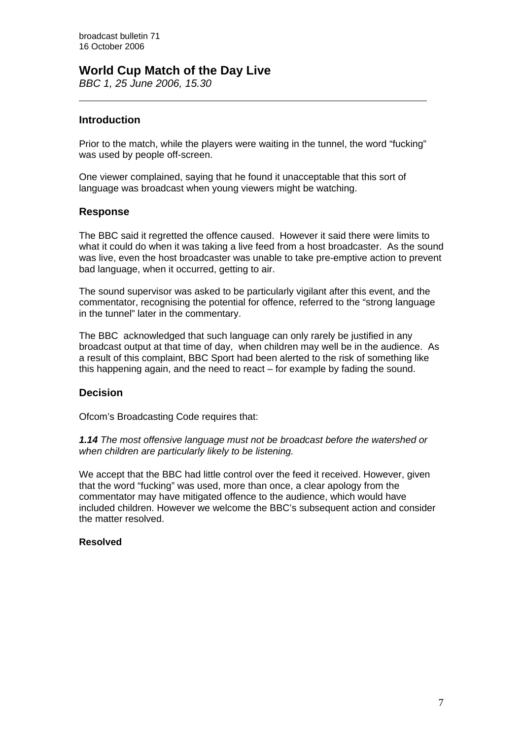## World Cup Match of the Day Live

*BBC 1, 25 June 2006, 15.30*

---

### Introduction

Prior to the match, while the players were waiting in the tunnel, the word "fucking" was used by people off-screen.

One viewer complained, saying that he found it unacceptable that this sort of language was broadcast when young viewers might be watching.

### Response

The BBC said it regretted the offence caused. However it said there were limits to what it could do when it was taking a live feed from a host broadcaster. As the sound was live, even the host broadcaster was unable to take pre-emptive action to prevent bad language, when it occurred, getting to air.

The sound supervisor was asked to be particularly vigilant after this event, and the commentator, recognising the potential for offence, referred to the "strong language in the tunnel" later in the commentary.

The BBC acknowledged that such language can only rarely be justified in any broadcast output at that time of day, when children may well be in the audience. As a result of this complaint, BBC Sport had been alerted to the risk of something like this happening again, and the need to react – for example by fading the sound.

### Decision

Ofcom's Broadcasting Code requires that:

***1.14*** *The most offensive language must not be broadcast before the watershed or when children are particularly likely to be listening.*

We accept that the BBC had little control over the feed it received. However, given that the word "fucking" was used, more than once, a clear apology from the commentator may have mitigated offence to the audience, which would have included children. However we welcome the BBC's subsequent action and consider the matter resolved.

**Resolved**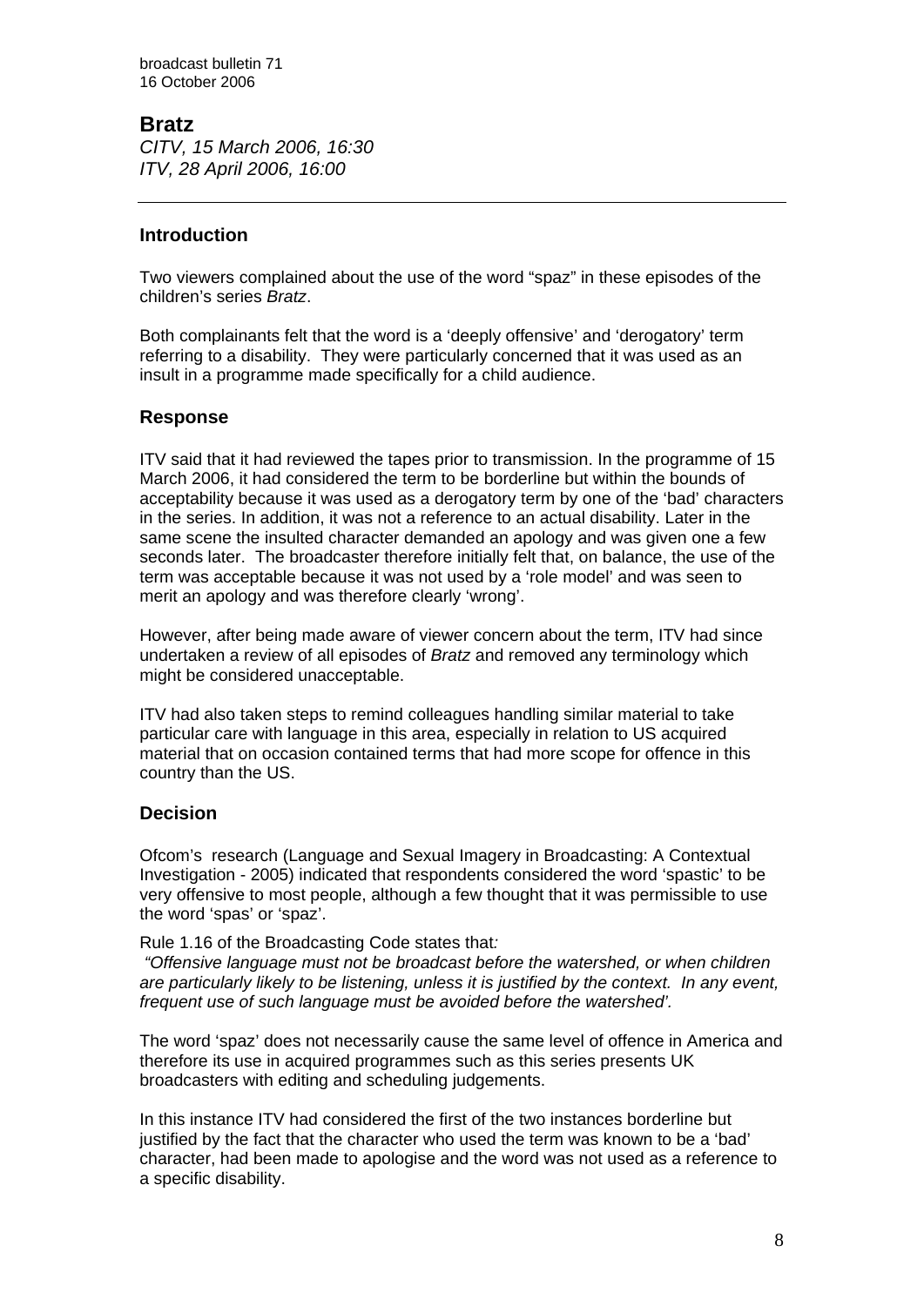## Bratz

*CITV, 15 March 2006, 16:30*
*ITV, 28 April 2006, 16:00*

---

### Introduction

Two viewers complained about the use of the word "spaz" in these episodes of the children's series *Bratz*.

Both complainants felt that the word is a 'deeply offensive' and 'derogatory' term referring to a disability. They were particularly concerned that it was used as an insult in a programme made specifically for a child audience.

### Response

ITV said that it had reviewed the tapes prior to transmission. In the programme of 15 March 2006, it had considered the term to be borderline but within the bounds of acceptability because it was used as a derogatory term by one of the 'bad' characters in the series. In addition, it was not a reference to an actual disability. Later in the same scene the insulted character demanded an apology and was given one a few seconds later. The broadcaster therefore initially felt that, on balance, the use of the term was acceptable because it was not used by a 'role model' and was seen to merit an apology and was therefore clearly 'wrong'.

However, after being made aware of viewer concern about the term, ITV had since undertaken a review of all episodes of *Bratz* and removed any terminology which might be considered unacceptable.

ITV had also taken steps to remind colleagues handling similar material to take particular care with language in this area, especially in relation to US acquired material that on occasion contained terms that had more scope for offence in this country than the US.

### Decision

Ofcom's research (Language and Sexual Imagery in Broadcasting: A Contextual Investigation - 2005) indicated that respondents considered the word 'spastic' to be very offensive to most people, although a few thought that it was permissible to use the word 'spas' or 'spaz'.

Rule 1.16 of the Broadcasting Code states that*:*

*"Offensive language must not be broadcast before the watershed, or when children are particularly likely to be listening, unless it is justified by the context. In any event, frequent use of such language must be avoided before the watershed'.*

The word 'spaz' does not necessarily cause the same level of offence in America and therefore its use in acquired programmes such as this series presents UK broadcasters with editing and scheduling judgements.

In this instance ITV had considered the first of the two instances borderline but justified by the fact that the character who used the term was known to be a 'bad' character, had been made to apologise and the word was not used as a reference to a specific disability.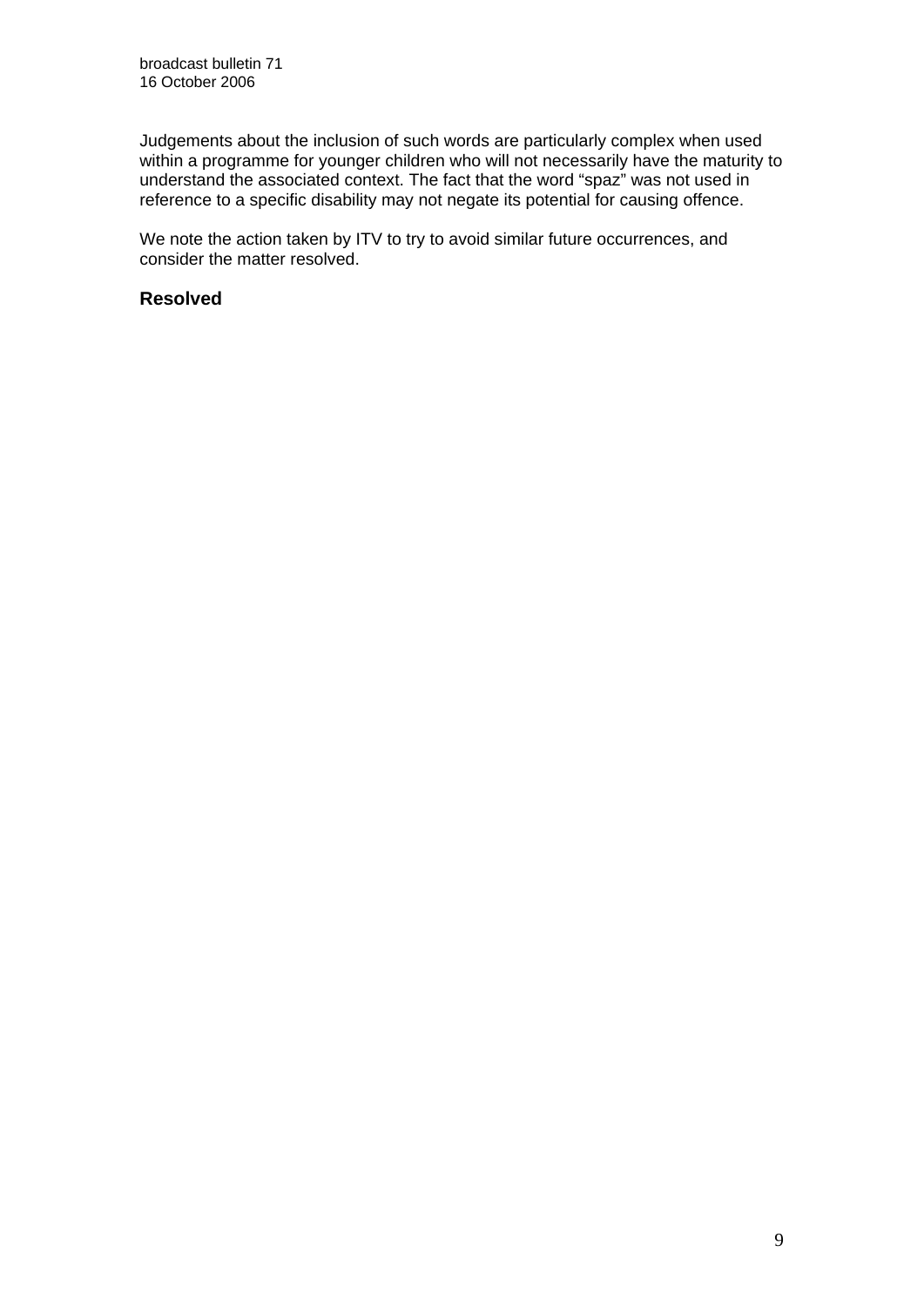Judgements about the inclusion of such words are particularly complex when used within a programme for younger children who will not necessarily have the maturity to understand the associated context. The fact that the word "spaz" was not used in reference to a specific disability may not negate its potential for causing offence.

We note the action taken by ITV to try to avoid similar future occurrences, and consider the matter resolved.

### Resolved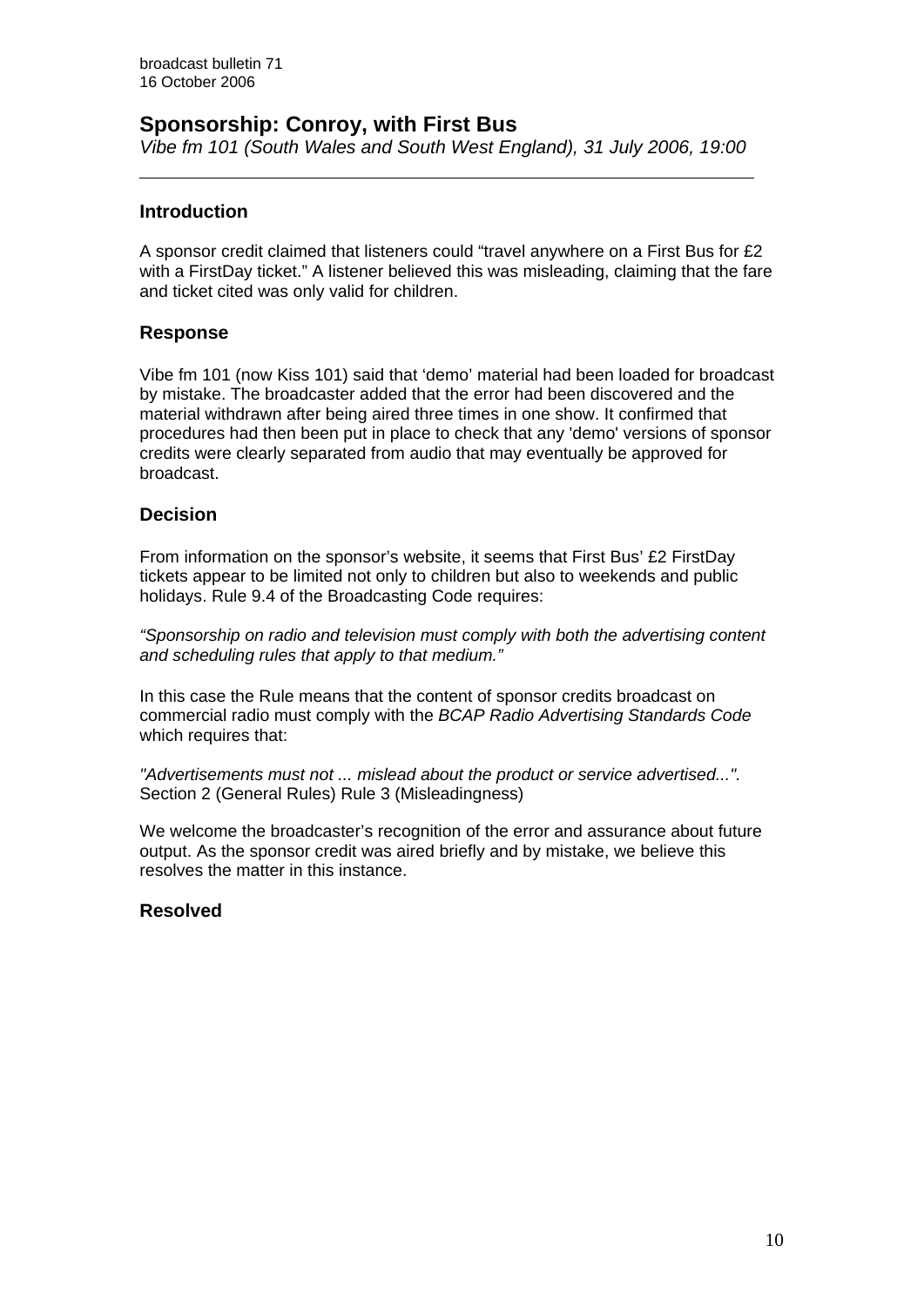## Sponsorship: Conroy, with First Bus

*Vibe fm 101 (South Wales and South West England), 31 July 2006, 19:00*

---

### Introduction

A sponsor credit claimed that listeners could "travel anywhere on a First Bus for £2 with a FirstDay ticket." A listener believed this was misleading, claiming that the fare and ticket cited was only valid for children.

### Response

Vibe fm 101 (now Kiss 101) said that 'demo' material had been loaded for broadcast by mistake. The broadcaster added that the error had been discovered and the material withdrawn after being aired three times in one show. It confirmed that procedures had then been put in place to check that any 'demo' versions of sponsor credits were clearly separated from audio that may eventually be approved for broadcast.

### Decision

From information on the sponsor's website, it seems that First Bus' £2 FirstDay tickets appear to be limited not only to children but also to weekends and public holidays. Rule 9.4 of the Broadcasting Code requires:

*"Sponsorship on radio and television must comply with both the advertising content and scheduling rules that apply to that medium."*

In this case the Rule means that the content of sponsor credits broadcast on commercial radio must comply with the *BCAP Radio Advertising Standards Code* which requires that:

*"Advertisements must not ... mislead about the product or service advertised...".* Section 2 (General Rules) Rule 3 (Misleadingness)

We welcome the broadcaster's recognition of the error and assurance about future output. As the sponsor credit was aired briefly and by mistake, we believe this resolves the matter in this instance.

### Resolved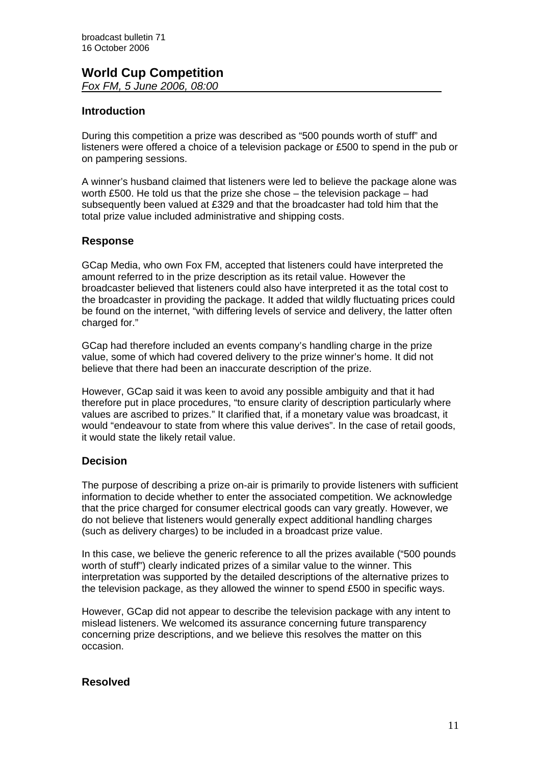## World Cup Competition

*Fox FM, 5 June 2006, 08:00*

### Introduction

During this competition a prize was described as "500 pounds worth of stuff" and listeners were offered a choice of a television package or £500 to spend in the pub or on pampering sessions.

A winner's husband claimed that listeners were led to believe the package alone was worth £500. He told us that the prize she chose – the television package – had subsequently been valued at £329 and that the broadcaster had told him that the total prize value included administrative and shipping costs.

### Response

GCap Media, who own Fox FM, accepted that listeners could have interpreted the amount referred to in the prize description as its retail value. However the broadcaster believed that listeners could also have interpreted it as the total cost to the broadcaster in providing the package. It added that wildly fluctuating prices could be found on the internet, "with differing levels of service and delivery, the latter often charged for."

GCap had therefore included an events company's handling charge in the prize value, some of which had covered delivery to the prize winner's home. It did not believe that there had been an inaccurate description of the prize.

However, GCap said it was keen to avoid any possible ambiguity and that it had therefore put in place procedures, "to ensure clarity of description particularly where values are ascribed to prizes." It clarified that, if a monetary value was broadcast, it would "endeavour to state from where this value derives". In the case of retail goods, it would state the likely retail value.

### Decision

The purpose of describing a prize on-air is primarily to provide listeners with sufficient information to decide whether to enter the associated competition. We acknowledge that the price charged for consumer electrical goods can vary greatly. However, we do not believe that listeners would generally expect additional handling charges (such as delivery charges) to be included in a broadcast prize value.

In this case, we believe the generic reference to all the prizes available ("500 pounds worth of stuff") clearly indicated prizes of a similar value to the winner. This interpretation was supported by the detailed descriptions of the alternative prizes to the television package, as they allowed the winner to spend £500 in specific ways.

However, GCap did not appear to describe the television package with any intent to mislead listeners. We welcomed its assurance concerning future transparency concerning prize descriptions, and we believe this resolves the matter on this occasion.

### Resolved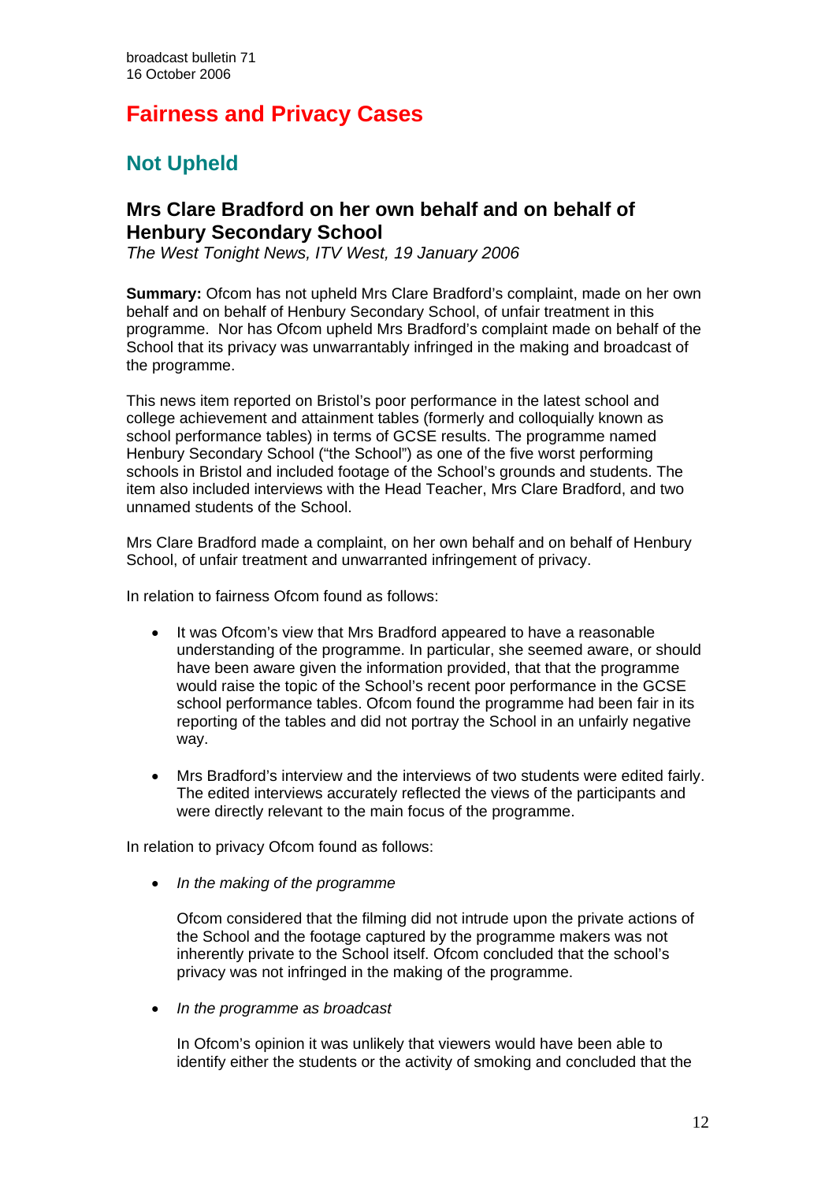# Fairness and Privacy Cases

## Not Upheld

### Mrs Clare Bradford on her own behalf and on behalf of Henbury Secondary School

*The West Tonight News, ITV West, 19 January 2006*

**Summary:** Ofcom has not upheld Mrs Clare Bradford's complaint, made on her own behalf and on behalf of Henbury Secondary School, of unfair treatment in this programme. Nor has Ofcom upheld Mrs Bradford's complaint made on behalf of the School that its privacy was unwarrantably infringed in the making and broadcast of the programme.

This news item reported on Bristol's poor performance in the latest school and college achievement and attainment tables (formerly and colloquially known as school performance tables) in terms of GCSE results. The programme named Henbury Secondary School ("the School") as one of the five worst performing schools in Bristol and included footage of the School's grounds and students. The item also included interviews with the Head Teacher, Mrs Clare Bradford, and two unnamed students of the School.

Mrs Clare Bradford made a complaint, on her own behalf and on behalf of Henbury School, of unfair treatment and unwarranted infringement of privacy.

In relation to fairness Ofcom found as follows:

- It was Ofcom's view that Mrs Bradford appeared to have a reasonable understanding of the programme. In particular, she seemed aware, or should have been aware given the information provided, that that the programme would raise the topic of the School's recent poor performance in the GCSE school performance tables. Ofcom found the programme had been fair in its reporting of the tables and did not portray the School in an unfairly negative way.

- Mrs Bradford's interview and the interviews of two students were edited fairly. The edited interviews accurately reflected the views of the participants and were directly relevant to the main focus of the programme.

In relation to privacy Ofcom found as follows:

- *In the making of the programme*

  Ofcom considered that the filming did not intrude upon the private actions of the School and the footage captured by the programme makers was not inherently private to the School itself. Ofcom concluded that the school's privacy was not infringed in the making of the programme.

- *In the programme as broadcast*

  In Ofcom's opinion it was unlikely that viewers would have been able to identify either the students or the activity of smoking and concluded that the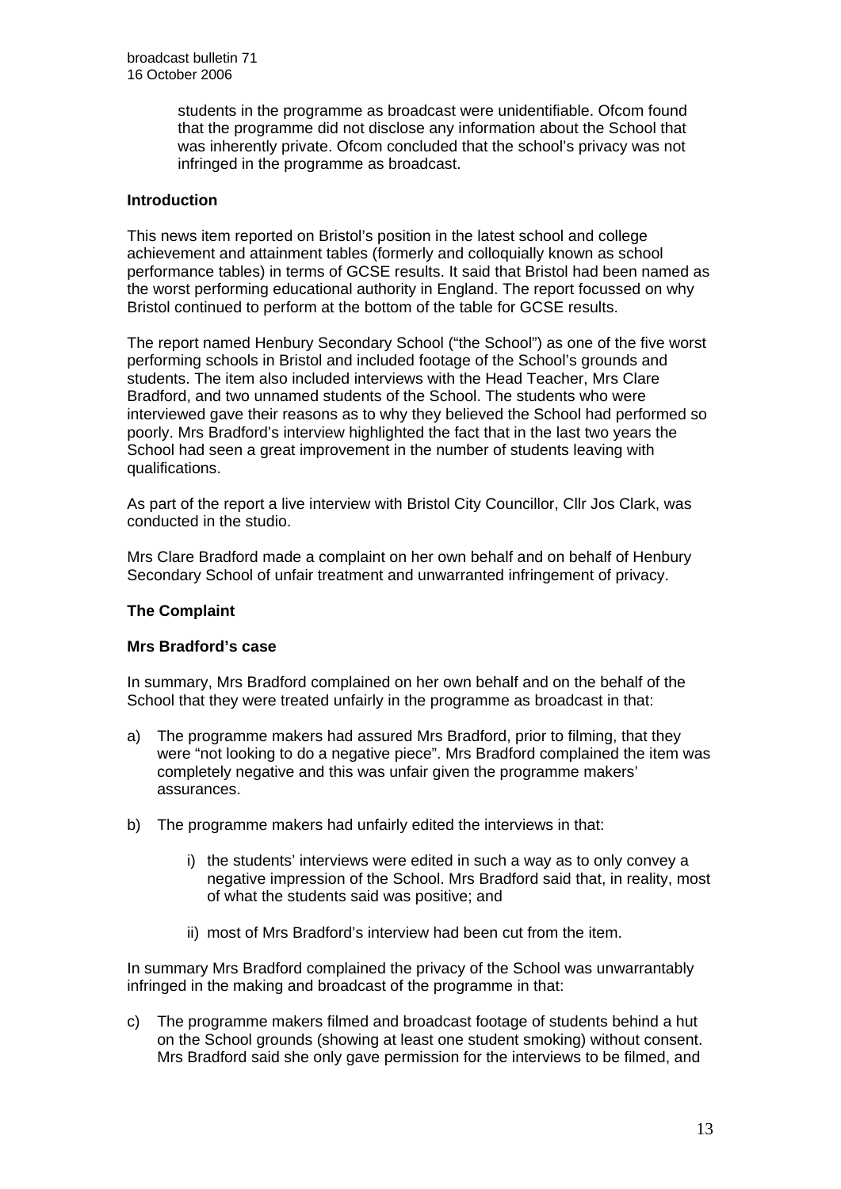students in the programme as broadcast were unidentifiable. Ofcom found that the programme did not disclose any information about the School that was inherently private. Ofcom concluded that the school's privacy was not infringed in the programme as broadcast.

### Introduction

This news item reported on Bristol's position in the latest school and college achievement and attainment tables (formerly and colloquially known as school performance tables) in terms of GCSE results. It said that Bristol had been named as the worst performing educational authority in England. The report focussed on why Bristol continued to perform at the bottom of the table for GCSE results.

The report named Henbury Secondary School ("the School") as one of the five worst performing schools in Bristol and included footage of the School's grounds and students. The item also included interviews with the Head Teacher, Mrs Clare Bradford, and two unnamed students of the School. The students who were interviewed gave their reasons as to why they believed the School had performed so poorly. Mrs Bradford's interview highlighted the fact that in the last two years the School had seen a great improvement in the number of students leaving with qualifications.

As part of the report a live interview with Bristol City Councillor, Cllr Jos Clark, was conducted in the studio.

Mrs Clare Bradford made a complaint on her own behalf and on behalf of Henbury Secondary School of unfair treatment and unwarranted infringement of privacy.

### The Complaint

#### Mrs Bradford's case

In summary, Mrs Bradford complained on her own behalf and on the behalf of the School that they were treated unfairly in the programme as broadcast in that:

a) The programme makers had assured Mrs Bradford, prior to filming, that they were "not looking to do a negative piece". Mrs Bradford complained the item was completely negative and this was unfair given the programme makers' assurances.

b) The programme makers had unfairly edited the interviews in that:

   i) the students' interviews were edited in such a way as to only convey a negative impression of the School. Mrs Bradford said that, in reality, most of what the students said was positive; and

   ii) most of Mrs Bradford's interview had been cut from the item.

In summary Mrs Bradford complained the privacy of the School was unwarrantably infringed in the making and broadcast of the programme in that:

c) The programme makers filmed and broadcast footage of students behind a hut on the School grounds (showing at least one student smoking) without consent. Mrs Bradford said she only gave permission for the interviews to be filmed, and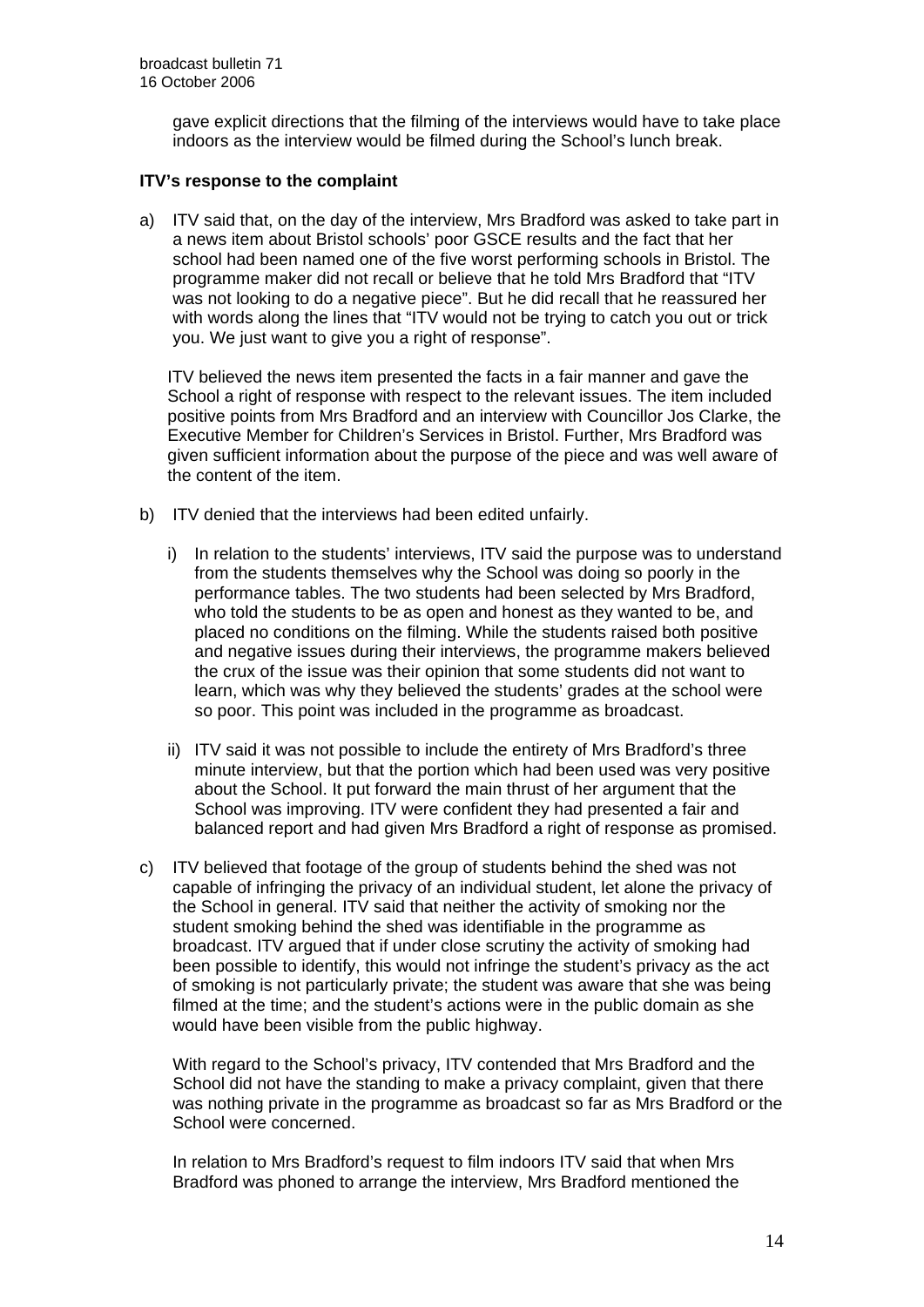gave explicit directions that the filming of the interviews would have to take place indoors as the interview would be filmed during the School's lunch break.

**ITV's response to the complaint**

a) ITV said that, on the day of the interview, Mrs Bradford was asked to take part in a news item about Bristol schools' poor GSCE results and the fact that her school had been named one of the five worst performing schools in Bristol. The programme maker did not recall or believe that he told Mrs Bradford that "ITV was not looking to do a negative piece". But he did recall that he reassured her with words along the lines that "ITV would not be trying to catch you out or trick you. We just want to give you a right of response".

   ITV believed the news item presented the facts in a fair manner and gave the School a right of response with respect to the relevant issues. The item included positive points from Mrs Bradford and an interview with Councillor Jos Clarke, the Executive Member for Children's Services in Bristol. Further, Mrs Bradford was given sufficient information about the purpose of the piece and was well aware of the content of the item.

b) ITV denied that the interviews had been edited unfairly.

   i) In relation to the students' interviews, ITV said the purpose was to understand from the students themselves why the School was doing so poorly in the performance tables. The two students had been selected by Mrs Bradford, who told the students to be as open and honest as they wanted to be, and placed no conditions on the filming. While the students raised both positive and negative issues during their interviews, the programme makers believed the crux of the issue was their opinion that some students did not want to learn, which was why they believed the students' grades at the school were so poor. This point was included in the programme as broadcast.

   ii) ITV said it was not possible to include the entirety of Mrs Bradford's three minute interview, but that the portion which had been used was very positive about the School. It put forward the main thrust of her argument that the School was improving. ITV were confident they had presented a fair and balanced report and had given Mrs Bradford a right of response as promised.

c) ITV believed that footage of the group of students behind the shed was not capable of infringing the privacy of an individual student, let alone the privacy of the School in general. ITV said that neither the activity of smoking nor the student smoking behind the shed was identifiable in the programme as broadcast. ITV argued that if under close scrutiny the activity of smoking had been possible to identify, this would not infringe the student's privacy as the act of smoking is not particularly private; the student was aware that she was being filmed at the time; and the student's actions were in the public domain as she would have been visible from the public highway.

   With regard to the School's privacy, ITV contended that Mrs Bradford and the School did not have the standing to make a privacy complaint, given that there was nothing private in the programme as broadcast so far as Mrs Bradford or the School were concerned.

   In relation to Mrs Bradford's request to film indoors ITV said that when Mrs Bradford was phoned to arrange the interview, Mrs Bradford mentioned the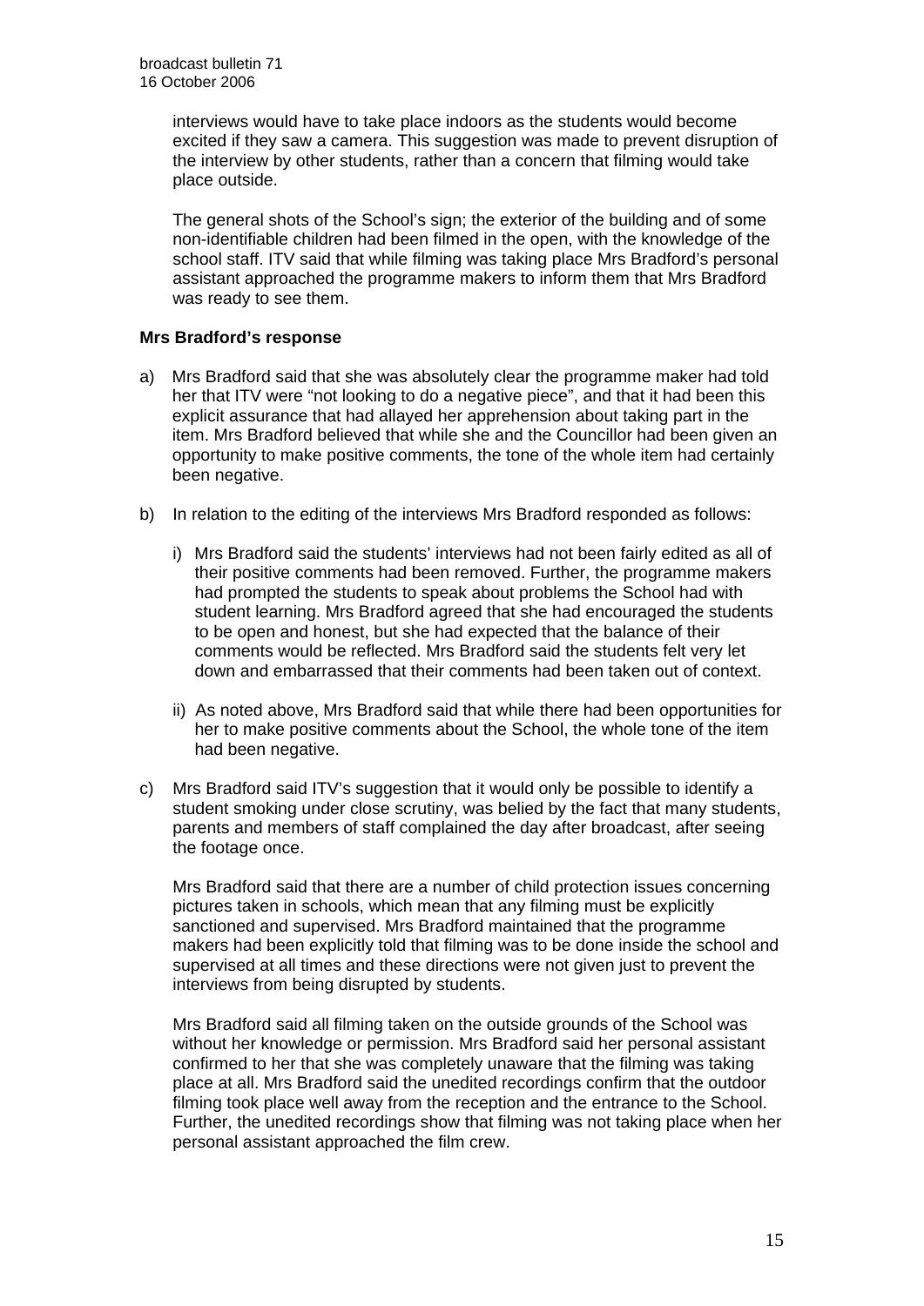interviews would have to take place indoors as the students would become excited if they saw a camera. This suggestion was made to prevent disruption of the interview by other students, rather than a concern that filming would take place outside.

The general shots of the School's sign; the exterior of the building and of some non-identifiable children had been filmed in the open, with the knowledge of the school staff. ITV said that while filming was taking place Mrs Bradford's personal assistant approached the programme makers to inform them that Mrs Bradford was ready to see them.

**Mrs Bradford's response**

a) Mrs Bradford said that she was absolutely clear the programme maker had told her that ITV were "not looking to do a negative piece", and that it had been this explicit assurance that had allayed her apprehension about taking part in the item. Mrs Bradford believed that while she and the Councillor had been given an opportunity to make positive comments, the tone of the whole item had certainly been negative.

b) In relation to the editing of the interviews Mrs Bradford responded as follows:

   i) Mrs Bradford said the students' interviews had not been fairly edited as all of their positive comments had been removed. Further, the programme makers had prompted the students to speak about problems the School had with student learning. Mrs Bradford agreed that she had encouraged the students to be open and honest, but she had expected that the balance of their comments would be reflected. Mrs Bradford said the students felt very let down and embarrassed that their comments had been taken out of context.

   ii) As noted above, Mrs Bradford said that while there had been opportunities for her to make positive comments about the School, the whole tone of the item had been negative.

c) Mrs Bradford said ITV's suggestion that it would only be possible to identify a student smoking under close scrutiny, was belied by the fact that many students, parents and members of staff complained the day after broadcast, after seeing the footage once.

   Mrs Bradford said that there are a number of child protection issues concerning pictures taken in schools, which mean that any filming must be explicitly sanctioned and supervised. Mrs Bradford maintained that the programme makers had been explicitly told that filming was to be done inside the school and supervised at all times and these directions were not given just to prevent the interviews from being disrupted by students.

   Mrs Bradford said all filming taken on the outside grounds of the School was without her knowledge or permission. Mrs Bradford said her personal assistant confirmed to her that she was completely unaware that the filming was taking place at all. Mrs Bradford said the unedited recordings confirm that the outdoor filming took place well away from the reception and the entrance to the School. Further, the unedited recordings show that filming was not taking place when her personal assistant approached the film crew.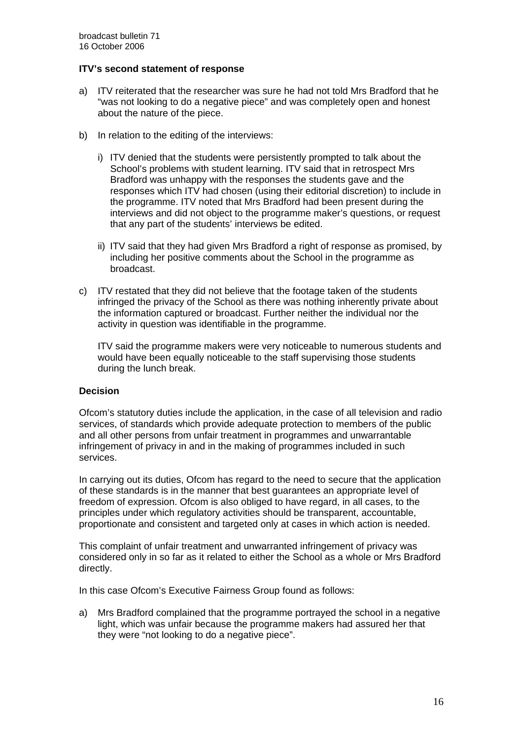**ITV's second statement of response**

a) ITV reiterated that the researcher was sure he had not told Mrs Bradford that he "was not looking to do a negative piece" and was completely open and honest about the nature of the piece.

b) In relation to the editing of the interviews:

   i) ITV denied that the students were persistently prompted to talk about the School's problems with student learning. ITV said that in retrospect Mrs Bradford was unhappy with the responses the students gave and the responses which ITV had chosen (using their editorial discretion) to include in the programme. ITV noted that Mrs Bradford had been present during the interviews and did not object to the programme maker's questions, or request that any part of the students' interviews be edited.

   ii) ITV said that they had given Mrs Bradford a right of response as promised, by including her positive comments about the School in the programme as broadcast.

c) ITV restated that they did not believe that the footage taken of the students infringed the privacy of the School as there was nothing inherently private about the information captured or broadcast. Further neither the individual nor the activity in question was identifiable in the programme.

   ITV said the programme makers were very noticeable to numerous students and would have been equally noticeable to the staff supervising those students during the lunch break.

**Decision**

Ofcom's statutory duties include the application, in the case of all television and radio services, of standards which provide adequate protection to members of the public and all other persons from unfair treatment in programmes and unwarrantable infringement of privacy in and in the making of programmes included in such services.

In carrying out its duties, Ofcom has regard to the need to secure that the application of these standards is in the manner that best guarantees an appropriate level of freedom of expression. Ofcom is also obliged to have regard, in all cases, to the principles under which regulatory activities should be transparent, accountable, proportionate and consistent and targeted only at cases in which action is needed.

This complaint of unfair treatment and unwarranted infringement of privacy was considered only in so far as it related to either the School as a whole or Mrs Bradford directly.

In this case Ofcom's Executive Fairness Group found as follows:

a) Mrs Bradford complained that the programme portrayed the school in a negative light, which was unfair because the programme makers had assured her that they were "not looking to do a negative piece".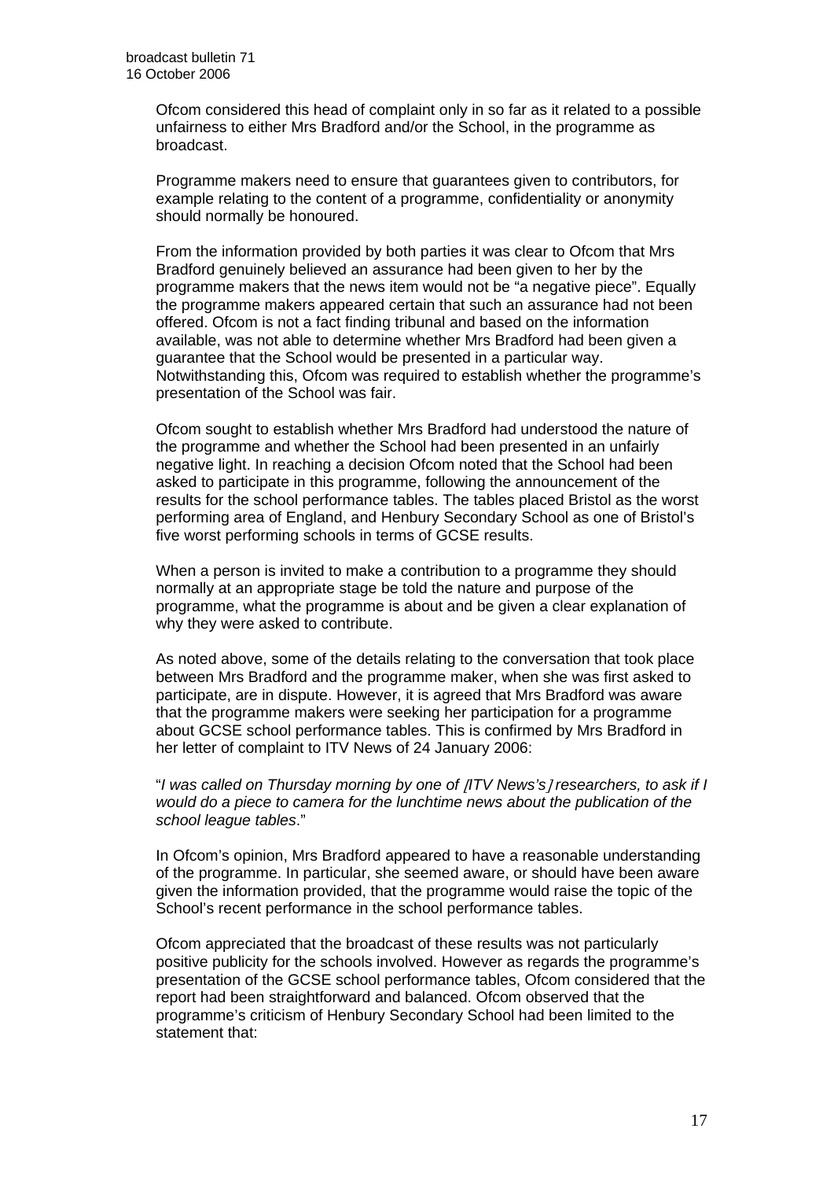Ofcom considered this head of complaint only in so far as it related to a possible unfairness to either Mrs Bradford and/or the School, in the programme as broadcast.

Programme makers need to ensure that guarantees given to contributors, for example relating to the content of a programme, confidentiality or anonymity should normally be honoured.

From the information provided by both parties it was clear to Ofcom that Mrs Bradford genuinely believed an assurance had been given to her by the programme makers that the news item would not be "a negative piece". Equally the programme makers appeared certain that such an assurance had not been offered. Ofcom is not a fact finding tribunal and based on the information available, was not able to determine whether Mrs Bradford had been given a guarantee that the School would be presented in a particular way. Notwithstanding this, Ofcom was required to establish whether the programme's presentation of the School was fair.

Ofcom sought to establish whether Mrs Bradford had understood the nature of the programme and whether the School had been presented in an unfairly negative light. In reaching a decision Ofcom noted that the School had been asked to participate in this programme, following the announcement of the results for the school performance tables. The tables placed Bristol as the worst performing area of England, and Henbury Secondary School as one of Bristol's five worst performing schools in terms of GCSE results.

When a person is invited to make a contribution to a programme they should normally at an appropriate stage be told the nature and purpose of the programme, what the programme is about and be given a clear explanation of why they were asked to contribute.

As noted above, some of the details relating to the conversation that took place between Mrs Bradford and the programme maker, when she was first asked to participate, are in dispute. However, it is agreed that Mrs Bradford was aware that the programme makers were seeking her participation for a programme about GCSE school performance tables. This is confirmed by Mrs Bradford in her letter of complaint to ITV News of 24 January 2006:

"*I was called on Thursday morning by one of [ITV News's] researchers, to ask if I would do a piece to camera for the lunchtime news about the publication of the school league tables*."

In Ofcom's opinion, Mrs Bradford appeared to have a reasonable understanding of the programme. In particular, she seemed aware, or should have been aware given the information provided, that the programme would raise the topic of the School's recent performance in the school performance tables.

Ofcom appreciated that the broadcast of these results was not particularly positive publicity for the schools involved. However as regards the programme's presentation of the GCSE school performance tables, Ofcom considered that the report had been straightforward and balanced. Ofcom observed that the programme's criticism of Henbury Secondary School had been limited to the statement that: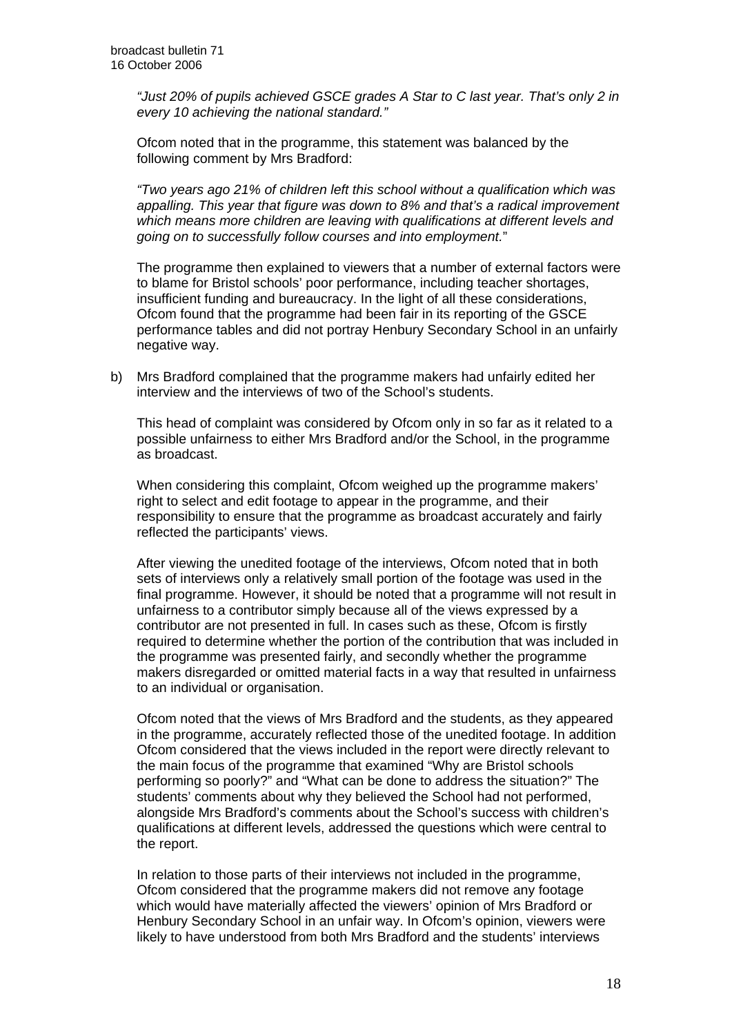*"Just 20% of pupils achieved GSCE grades A Star to C last year. That's only 2 in every 10 achieving the national standard."*

Ofcom noted that in the programme, this statement was balanced by the following comment by Mrs Bradford:

*"Two years ago 21% of children left this school without a qualification which was appalling. This year that figure was down to 8% and that's a radical improvement which means more children are leaving with qualifications at different levels and going on to successfully follow courses and into employment.*"

The programme then explained to viewers that a number of external factors were to blame for Bristol schools' poor performance, including teacher shortages, insufficient funding and bureaucracy. In the light of all these considerations, Ofcom found that the programme had been fair in its reporting of the GSCE performance tables and did not portray Henbury Secondary School in an unfairly negative way.

b) Mrs Bradford complained that the programme makers had unfairly edited her interview and the interviews of two of the School's students.

This head of complaint was considered by Ofcom only in so far as it related to a possible unfairness to either Mrs Bradford and/or the School, in the programme as broadcast.

When considering this complaint, Ofcom weighed up the programme makers' right to select and edit footage to appear in the programme, and their responsibility to ensure that the programme as broadcast accurately and fairly reflected the participants' views.

After viewing the unedited footage of the interviews, Ofcom noted that in both sets of interviews only a relatively small portion of the footage was used in the final programme. However, it should be noted that a programme will not result in unfairness to a contributor simply because all of the views expressed by a contributor are not presented in full. In cases such as these, Ofcom is firstly required to determine whether the portion of the contribution that was included in the programme was presented fairly, and secondly whether the programme makers disregarded or omitted material facts in a way that resulted in unfairness to an individual or organisation.

Ofcom noted that the views of Mrs Bradford and the students, as they appeared in the programme, accurately reflected those of the unedited footage. In addition Ofcom considered that the views included in the report were directly relevant to the main focus of the programme that examined "Why are Bristol schools performing so poorly?" and "What can be done to address the situation?" The students' comments about why they believed the School had not performed, alongside Mrs Bradford's comments about the School's success with children's qualifications at different levels, addressed the questions which were central to the report.

In relation to those parts of their interviews not included in the programme, Ofcom considered that the programme makers did not remove any footage which would have materially affected the viewers' opinion of Mrs Bradford or Henbury Secondary School in an unfair way. In Ofcom's opinion, viewers were likely to have understood from both Mrs Bradford and the students' interviews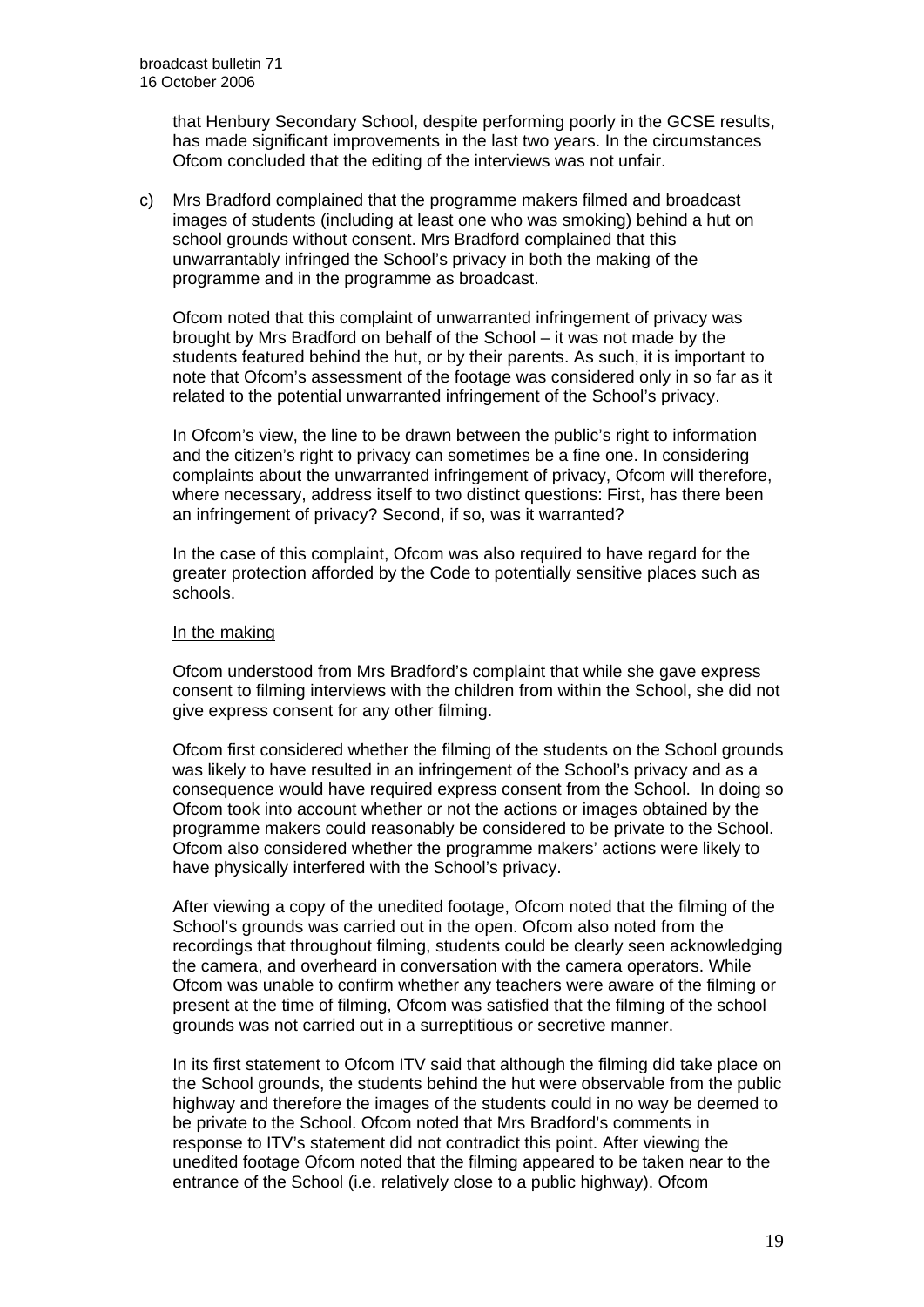that Henbury Secondary School, despite performing poorly in the GCSE results, has made significant improvements in the last two years. In the circumstances Ofcom concluded that the editing of the interviews was not unfair.

c) Mrs Bradford complained that the programme makers filmed and broadcast images of students (including at least one who was smoking) behind a hut on school grounds without consent. Mrs Bradford complained that this unwarrantably infringed the School's privacy in both the making of the programme and in the programme as broadcast.

Ofcom noted that this complaint of unwarranted infringement of privacy was brought by Mrs Bradford on behalf of the School – it was not made by the students featured behind the hut, or by their parents. As such, it is important to note that Ofcom's assessment of the footage was considered only in so far as it related to the potential unwarranted infringement of the School's privacy.

In Ofcom's view, the line to be drawn between the public's right to information and the citizen's right to privacy can sometimes be a fine one. In considering complaints about the unwarranted infringement of privacy, Ofcom will therefore, where necessary, address itself to two distinct questions: First, has there been an infringement of privacy? Second, if so, was it warranted?

In the case of this complaint, Ofcom was also required to have regard for the greater protection afforded by the Code to potentially sensitive places such as schools.

<u>In the making</u>

Ofcom understood from Mrs Bradford's complaint that while she gave express consent to filming interviews with the children from within the School, she did not give express consent for any other filming.

Ofcom first considered whether the filming of the students on the School grounds was likely to have resulted in an infringement of the School's privacy and as a consequence would have required express consent from the School. In doing so Ofcom took into account whether or not the actions or images obtained by the programme makers could reasonably be considered to be private to the School. Ofcom also considered whether the programme makers' actions were likely to have physically interfered with the School's privacy.

After viewing a copy of the unedited footage, Ofcom noted that the filming of the School's grounds was carried out in the open. Ofcom also noted from the recordings that throughout filming, students could be clearly seen acknowledging the camera, and overheard in conversation with the camera operators. While Ofcom was unable to confirm whether any teachers were aware of the filming or present at the time of filming, Ofcom was satisfied that the filming of the school grounds was not carried out in a surreptitious or secretive manner.

In its first statement to Ofcom ITV said that although the filming did take place on the School grounds, the students behind the hut were observable from the public highway and therefore the images of the students could in no way be deemed to be private to the School. Ofcom noted that Mrs Bradford's comments in response to ITV's statement did not contradict this point. After viewing the unedited footage Ofcom noted that the filming appeared to be taken near to the entrance of the School (i.e. relatively close to a public highway). Ofcom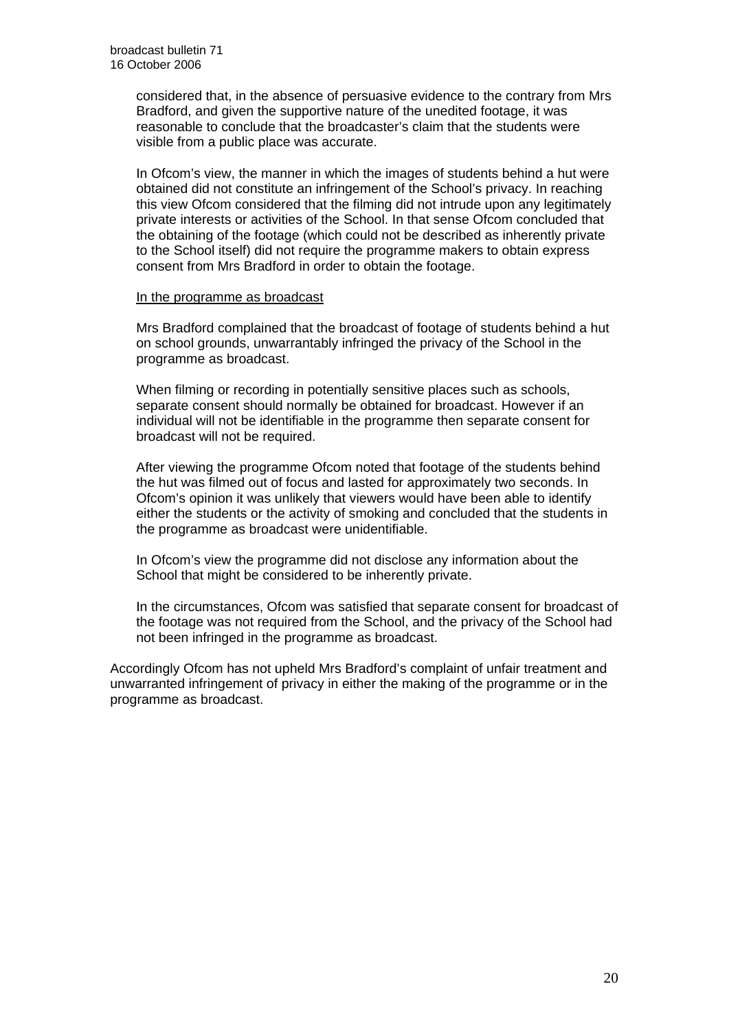considered that, in the absence of persuasive evidence to the contrary from Mrs Bradford, and given the supportive nature of the unedited footage, it was reasonable to conclude that the broadcaster's claim that the students were visible from a public place was accurate.

In Ofcom's view, the manner in which the images of students behind a hut were obtained did not constitute an infringement of the School's privacy. In reaching this view Ofcom considered that the filming did not intrude upon any legitimately private interests or activities of the School. In that sense Ofcom concluded that the obtaining of the footage (which could not be described as inherently private to the School itself) did not require the programme makers to obtain express consent from Mrs Bradford in order to obtain the footage.

In the programme as broadcast

Mrs Bradford complained that the broadcast of footage of students behind a hut on school grounds, unwarrantably infringed the privacy of the School in the programme as broadcast.

When filming or recording in potentially sensitive places such as schools, separate consent should normally be obtained for broadcast. However if an individual will not be identifiable in the programme then separate consent for broadcast will not be required.

After viewing the programme Ofcom noted that footage of the students behind the hut was filmed out of focus and lasted for approximately two seconds. In Ofcom's opinion it was unlikely that viewers would have been able to identify either the students or the activity of smoking and concluded that the students in the programme as broadcast were unidentifiable.

In Ofcom's view the programme did not disclose any information about the School that might be considered to be inherently private.

In the circumstances, Ofcom was satisfied that separate consent for broadcast of the footage was not required from the School, and the privacy of the School had not been infringed in the programme as broadcast.

Accordingly Ofcom has not upheld Mrs Bradford's complaint of unfair treatment and unwarranted infringement of privacy in either the making of the programme or in the programme as broadcast.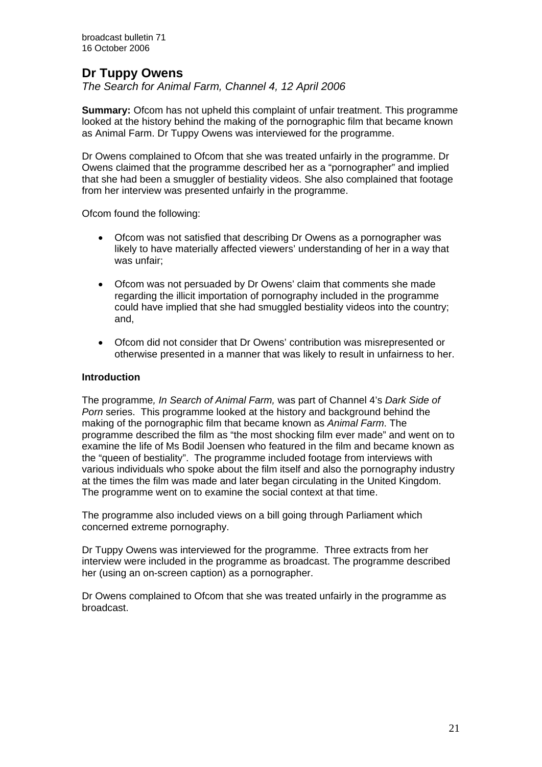## Dr Tuppy Owens

*The Search for Animal Farm, Channel 4, 12 April 2006*

**Summary:** Ofcom has not upheld this complaint of unfair treatment. This programme looked at the history behind the making of the pornographic film that became known as Animal Farm. Dr Tuppy Owens was interviewed for the programme.

Dr Owens complained to Ofcom that she was treated unfairly in the programme. Dr Owens claimed that the programme described her as a "pornographer" and implied that she had been a smuggler of bestiality videos. She also complained that footage from her interview was presented unfairly in the programme.

Ofcom found the following:

- Ofcom was not satisfied that describing Dr Owens as a pornographer was likely to have materially affected viewers' understanding of her in a way that was unfair;
- Ofcom was not persuaded by Dr Owens' claim that comments she made regarding the illicit importation of pornography included in the programme could have implied that she had smuggled bestiality videos into the country; and,
- Ofcom did not consider that Dr Owens' contribution was misrepresented or otherwise presented in a manner that was likely to result in unfairness to her.

### Introduction

The programme*, In Search of Animal Farm,* was part of Channel 4's *Dark Side of Porn* series. This programme looked at the history and background behind the making of the pornographic film that became known as *Animal Farm*. The programme described the film as "the most shocking film ever made" and went on to examine the life of Ms Bodil Joensen who featured in the film and became known as the "queen of bestiality". The programme included footage from interviews with various individuals who spoke about the film itself and also the pornography industry at the times the film was made and later began circulating in the United Kingdom. The programme went on to examine the social context at that time.

The programme also included views on a bill going through Parliament which concerned extreme pornography.

Dr Tuppy Owens was interviewed for the programme. Three extracts from her interview were included in the programme as broadcast. The programme described her (using an on-screen caption) as a pornographer.

Dr Owens complained to Ofcom that she was treated unfairly in the programme as broadcast.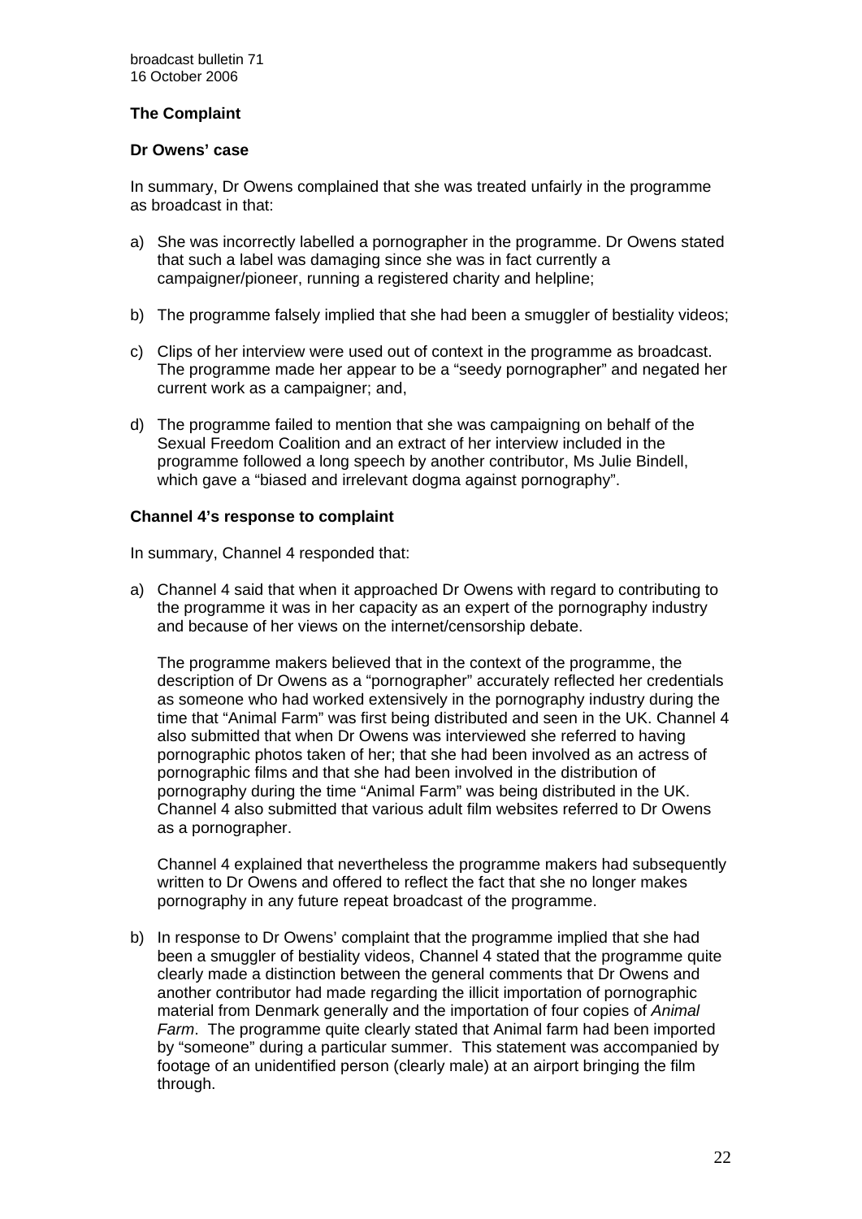## The Complaint

### Dr Owens' case

In summary, Dr Owens complained that she was treated unfairly in the programme as broadcast in that:

a) She was incorrectly labelled a pornographer in the programme. Dr Owens stated that such a label was damaging since she was in fact currently a campaigner/pioneer, running a registered charity and helpline;

b) The programme falsely implied that she had been a smuggler of bestiality videos;

c) Clips of her interview were used out of context in the programme as broadcast. The programme made her appear to be a "seedy pornographer" and negated her current work as a campaigner; and,

d) The programme failed to mention that she was campaigning on behalf of the Sexual Freedom Coalition and an extract of her interview included in the programme followed a long speech by another contributor, Ms Julie Bindell, which gave a "biased and irrelevant dogma against pornography".

### Channel 4's response to complaint

In summary, Channel 4 responded that:

a) Channel 4 said that when it approached Dr Owens with regard to contributing to the programme it was in her capacity as an expert of the pornography industry and because of her views on the internet/censorship debate.

   The programme makers believed that in the context of the programme, the description of Dr Owens as a "pornographer" accurately reflected her credentials as someone who had worked extensively in the pornography industry during the time that "Animal Farm" was first being distributed and seen in the UK. Channel 4 also submitted that when Dr Owens was interviewed she referred to having pornographic photos taken of her; that she had been involved as an actress of pornographic films and that she had been involved in the distribution of pornography during the time "Animal Farm" was being distributed in the UK. Channel 4 also submitted that various adult film websites referred to Dr Owens as a pornographer.

   Channel 4 explained that nevertheless the programme makers had subsequently written to Dr Owens and offered to reflect the fact that she no longer makes pornography in any future repeat broadcast of the programme.

b) In response to Dr Owens' complaint that the programme implied that she had been a smuggler of bestiality videos, Channel 4 stated that the programme quite clearly made a distinction between the general comments that Dr Owens and another contributor had made regarding the illicit importation of pornographic material from Denmark generally and the importation of four copies of *Animal Farm*. The programme quite clearly stated that Animal farm had been imported by "someone" during a particular summer. This statement was accompanied by footage of an unidentified person (clearly male) at an airport bringing the film through.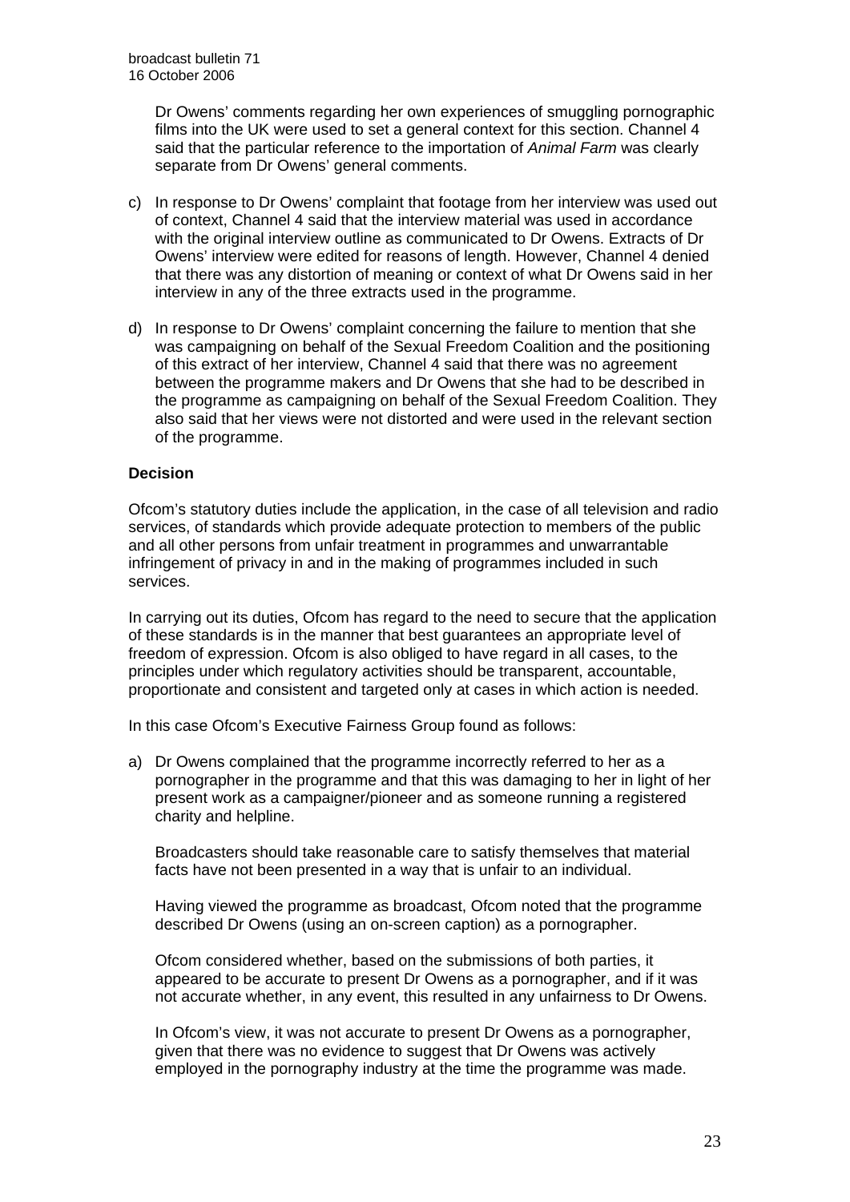Dr Owens' comments regarding her own experiences of smuggling pornographic films into the UK were used to set a general context for this section. Channel 4 said that the particular reference to the importation of *Animal Farm* was clearly separate from Dr Owens' general comments.

c) In response to Dr Owens' complaint that footage from her interview was used out of context, Channel 4 said that the interview material was used in accordance with the original interview outline as communicated to Dr Owens. Extracts of Dr Owens' interview were edited for reasons of length. However, Channel 4 denied that there was any distortion of meaning or context of what Dr Owens said in her interview in any of the three extracts used in the programme.

d) In response to Dr Owens' complaint concerning the failure to mention that she was campaigning on behalf of the Sexual Freedom Coalition and the positioning of this extract of her interview, Channel 4 said that there was no agreement between the programme makers and Dr Owens that she had to be described in the programme as campaigning on behalf of the Sexual Freedom Coalition. They also said that her views were not distorted and were used in the relevant section of the programme.

**Decision**

Ofcom's statutory duties include the application, in the case of all television and radio services, of standards which provide adequate protection to members of the public and all other persons from unfair treatment in programmes and unwarrantable infringement of privacy in and in the making of programmes included in such services.

In carrying out its duties, Ofcom has regard to the need to secure that the application of these standards is in the manner that best guarantees an appropriate level of freedom of expression. Ofcom is also obliged to have regard in all cases, to the principles under which regulatory activities should be transparent, accountable, proportionate and consistent and targeted only at cases in which action is needed.

In this case Ofcom's Executive Fairness Group found as follows:

a) Dr Owens complained that the programme incorrectly referred to her as a pornographer in the programme and that this was damaging to her in light of her present work as a campaigner/pioneer and as someone running a registered charity and helpline.

   Broadcasters should take reasonable care to satisfy themselves that material facts have not been presented in a way that is unfair to an individual.

   Having viewed the programme as broadcast, Ofcom noted that the programme described Dr Owens (using an on-screen caption) as a pornographer.

   Ofcom considered whether, based on the submissions of both parties, it appeared to be accurate to present Dr Owens as a pornographer, and if it was not accurate whether, in any event, this resulted in any unfairness to Dr Owens.

   In Ofcom's view, it was not accurate to present Dr Owens as a pornographer, given that there was no evidence to suggest that Dr Owens was actively employed in the pornography industry at the time the programme was made.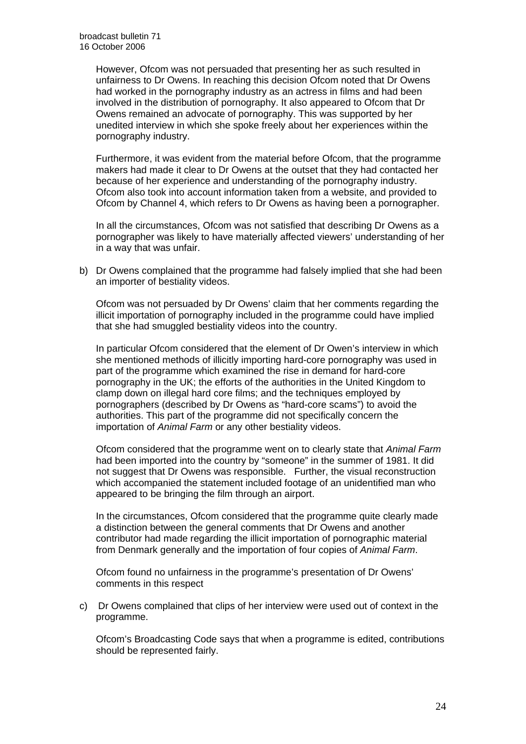However, Ofcom was not persuaded that presenting her as such resulted in unfairness to Dr Owens. In reaching this decision Ofcom noted that Dr Owens had worked in the pornography industry as an actress in films and had been involved in the distribution of pornography. It also appeared to Ofcom that Dr Owens remained an advocate of pornography. This was supported by her unedited interview in which she spoke freely about her experiences within the pornography industry.

Furthermore, it was evident from the material before Ofcom, that the programme makers had made it clear to Dr Owens at the outset that they had contacted her because of her experience and understanding of the pornography industry. Ofcom also took into account information taken from a website, and provided to Ofcom by Channel 4, which refers to Dr Owens as having been a pornographer.

In all the circumstances, Ofcom was not satisfied that describing Dr Owens as a pornographer was likely to have materially affected viewers' understanding of her in a way that was unfair.

b) Dr Owens complained that the programme had falsely implied that she had been an importer of bestiality videos.

Ofcom was not persuaded by Dr Owens' claim that her comments regarding the illicit importation of pornography included in the programme could have implied that she had smuggled bestiality videos into the country.

In particular Ofcom considered that the element of Dr Owen's interview in which she mentioned methods of illicitly importing hard-core pornography was used in part of the programme which examined the rise in demand for hard-core pornography in the UK; the efforts of the authorities in the United Kingdom to clamp down on illegal hard core films; and the techniques employed by pornographers (described by Dr Owens as "hard-core scams") to avoid the authorities. This part of the programme did not specifically concern the importation of *Animal Farm* or any other bestiality videos.

Ofcom considered that the programme went on to clearly state that *Animal Farm* had been imported into the country by "someone" in the summer of 1981. It did not suggest that Dr Owens was responsible. Further, the visual reconstruction which accompanied the statement included footage of an unidentified man who appeared to be bringing the film through an airport.

In the circumstances, Ofcom considered that the programme quite clearly made a distinction between the general comments that Dr Owens and another contributor had made regarding the illicit importation of pornographic material from Denmark generally and the importation of four copies of *Animal Farm*.

Ofcom found no unfairness in the programme's presentation of Dr Owens' comments in this respect

c) Dr Owens complained that clips of her interview were used out of context in the programme.

Ofcom's Broadcasting Code says that when a programme is edited, contributions should be represented fairly.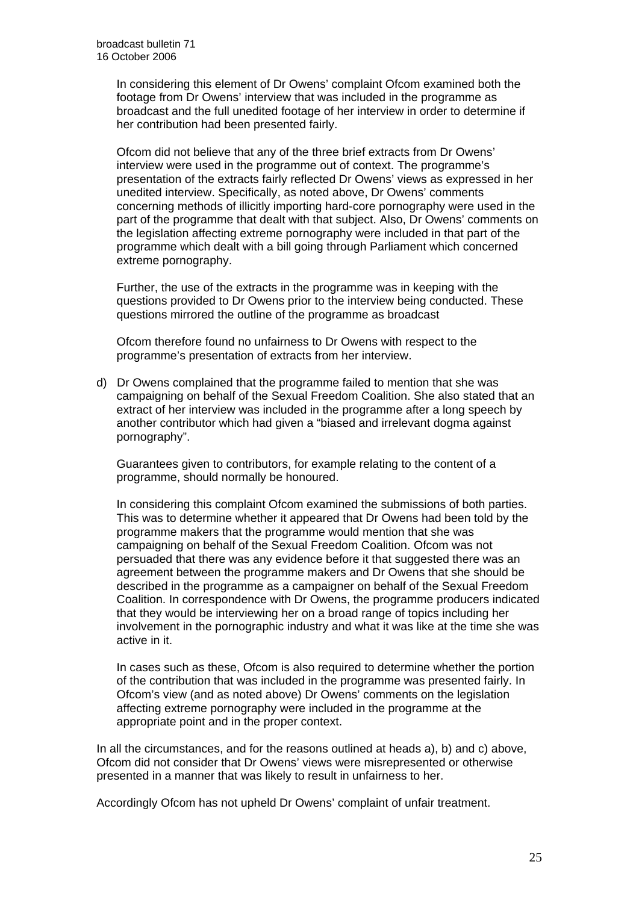In considering this element of Dr Owens' complaint Ofcom examined both the footage from Dr Owens' interview that was included in the programme as broadcast and the full unedited footage of her interview in order to determine if her contribution had been presented fairly.

Ofcom did not believe that any of the three brief extracts from Dr Owens' interview were used in the programme out of context. The programme's presentation of the extracts fairly reflected Dr Owens' views as expressed in her unedited interview. Specifically, as noted above, Dr Owens' comments concerning methods of illicitly importing hard-core pornography were used in the part of the programme that dealt with that subject. Also, Dr Owens' comments on the legislation affecting extreme pornography were included in that part of the programme which dealt with a bill going through Parliament which concerned extreme pornography.

Further, the use of the extracts in the programme was in keeping with the questions provided to Dr Owens prior to the interview being conducted. These questions mirrored the outline of the programme as broadcast

Ofcom therefore found no unfairness to Dr Owens with respect to the programme's presentation of extracts from her interview.

d) Dr Owens complained that the programme failed to mention that she was campaigning on behalf of the Sexual Freedom Coalition. She also stated that an extract of her interview was included in the programme after a long speech by another contributor which had given a "biased and irrelevant dogma against pornography".

   Guarantees given to contributors, for example relating to the content of a programme, should normally be honoured.

   In considering this complaint Ofcom examined the submissions of both parties. This was to determine whether it appeared that Dr Owens had been told by the programme makers that the programme would mention that she was campaigning on behalf of the Sexual Freedom Coalition. Ofcom was not persuaded that there was any evidence before it that suggested there was an agreement between the programme makers and Dr Owens that she should be described in the programme as a campaigner on behalf of the Sexual Freedom Coalition. In correspondence with Dr Owens, the programme producers indicated that they would be interviewing her on a broad range of topics including her involvement in the pornographic industry and what it was like at the time she was active in it.

   In cases such as these, Ofcom is also required to determine whether the portion of the contribution that was included in the programme was presented fairly. In Ofcom's view (and as noted above) Dr Owens' comments on the legislation affecting extreme pornography were included in the programme at the appropriate point and in the proper context.

In all the circumstances, and for the reasons outlined at heads a), b) and c) above, Ofcom did not consider that Dr Owens' views were misrepresented or otherwise presented in a manner that was likely to result in unfairness to her.

Accordingly Ofcom has not upheld Dr Owens' complaint of unfair treatment.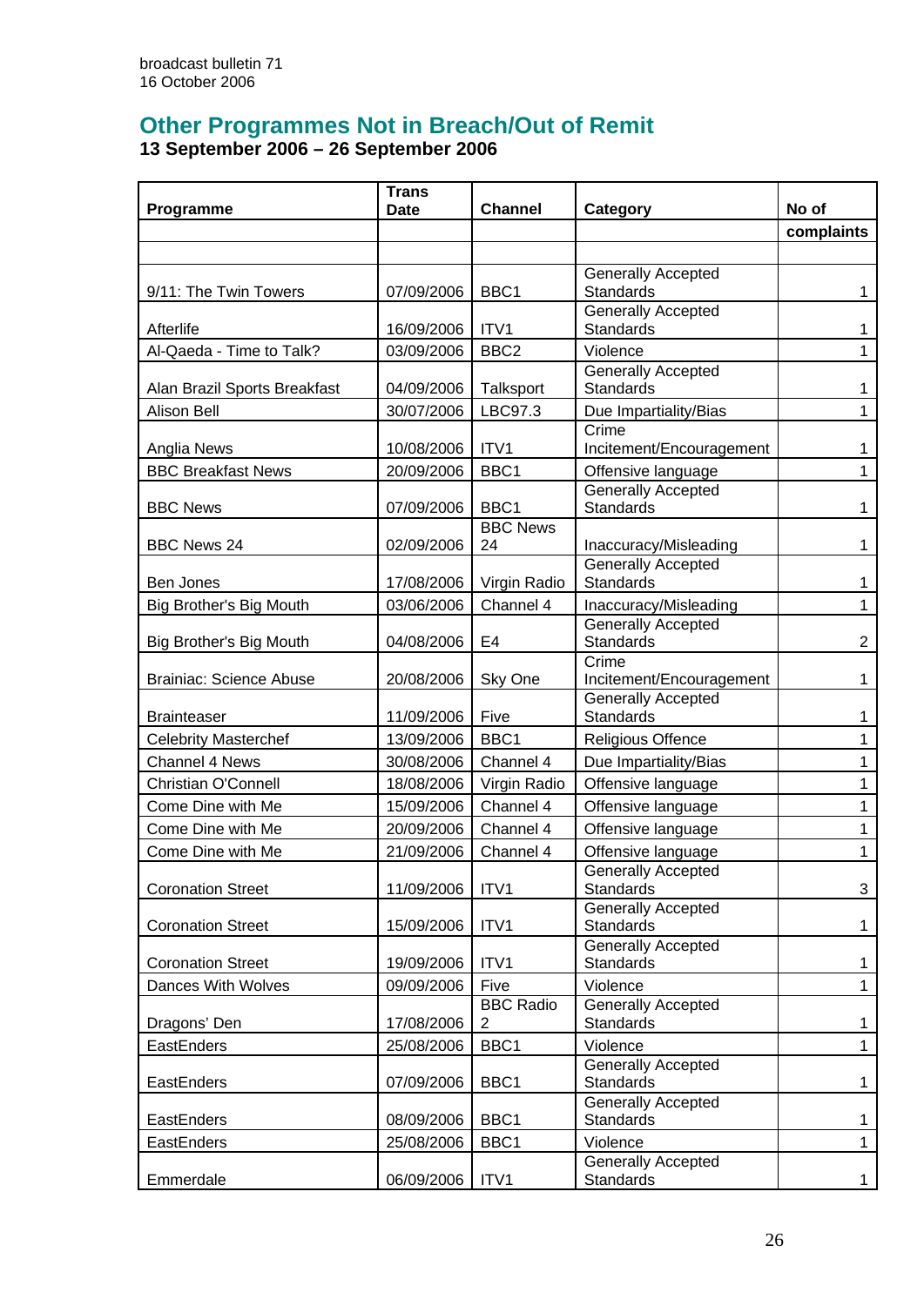broadcast bulletin 71
16 October 2006

## Other Programmes Not in Breach/Out of Remit

### 13 September 2006 – 26 September 2006

| Programme | Trans Date | Channel | Category | No of complaints |
|---|---|---|---|---|
| 9/11: The Twin Towers | 07/09/2006 | BBC1 | Generally Accepted Standards | 1 |
| Afterlife | 16/09/2006 | ITV1 | Generally Accepted Standards | 1 |
| Al-Qaeda - Time to Talk? | 03/09/2006 | BBC2 | Violence | 1 |
| Alan Brazil Sports Breakfast | 04/09/2006 | Talksport | Generally Accepted Standards | 1 |
| Alison Bell | 30/07/2006 | LBC97.3 | Due Impartiality/Bias | 1 |
| Anglia News | 10/08/2006 | ITV1 | Crime Incitement/Encouragement | 1 |
| BBC Breakfast News | 20/09/2006 | BBC1 | Offensive language | 1 |
| BBC News | 07/09/2006 | BBC1 | Generally Accepted Standards | 1 |
| BBC News 24 | 02/09/2006 | BBC News 24 | Inaccuracy/Misleading | 1 |
| Ben Jones | 17/08/2006 | Virgin Radio | Generally Accepted Standards | 1 |
| Big Brother's Big Mouth | 03/06/2006 | Channel 4 | Inaccuracy/Misleading | 1 |
| Big Brother's Big Mouth | 04/08/2006 | E4 | Generally Accepted Standards | 2 |
| Brainiac: Science Abuse | 20/08/2006 | Sky One | Crime Incitement/Encouragement | 1 |
| Brainteaser | 11/09/2006 | Five | Generally Accepted Standards | 1 |
| Celebrity Masterchef | 13/09/2006 | BBC1 | Religious Offence | 1 |
| Channel 4 News | 30/08/2006 | Channel 4 | Due Impartiality/Bias | 1 |
| Christian O'Connell | 18/08/2006 | Virgin Radio | Offensive language | 1 |
| Come Dine with Me | 15/09/2006 | Channel 4 | Offensive language | 1 |
| Come Dine with Me | 20/09/2006 | Channel 4 | Offensive language | 1 |
| Come Dine with Me | 21/09/2006 | Channel 4 | Offensive language | 1 |
| Coronation Street | 11/09/2006 | ITV1 | Generally Accepted Standards | 3 |
| Coronation Street | 15/09/2006 | ITV1 | Generally Accepted Standards | 1 |
| Coronation Street | 19/09/2006 | ITV1 | Generally Accepted Standards | 1 |
| Dances With Wolves | 09/09/2006 | Five | Violence | 1 |
| Dragons' Den | 17/08/2006 | BBC Radio 2 | Generally Accepted Standards | 1 |
| EastEnders | 25/08/2006 | BBC1 | Violence | 1 |
| EastEnders | 07/09/2006 | BBC1 | Generally Accepted Standards | 1 |
| EastEnders | 08/09/2006 | BBC1 | Generally Accepted Standards | 1 |
| EastEnders | 25/08/2006 | BBC1 | Violence | 1 |
| Emmerdale | 06/09/2006 | ITV1 | Generally Accepted Standards | 1 |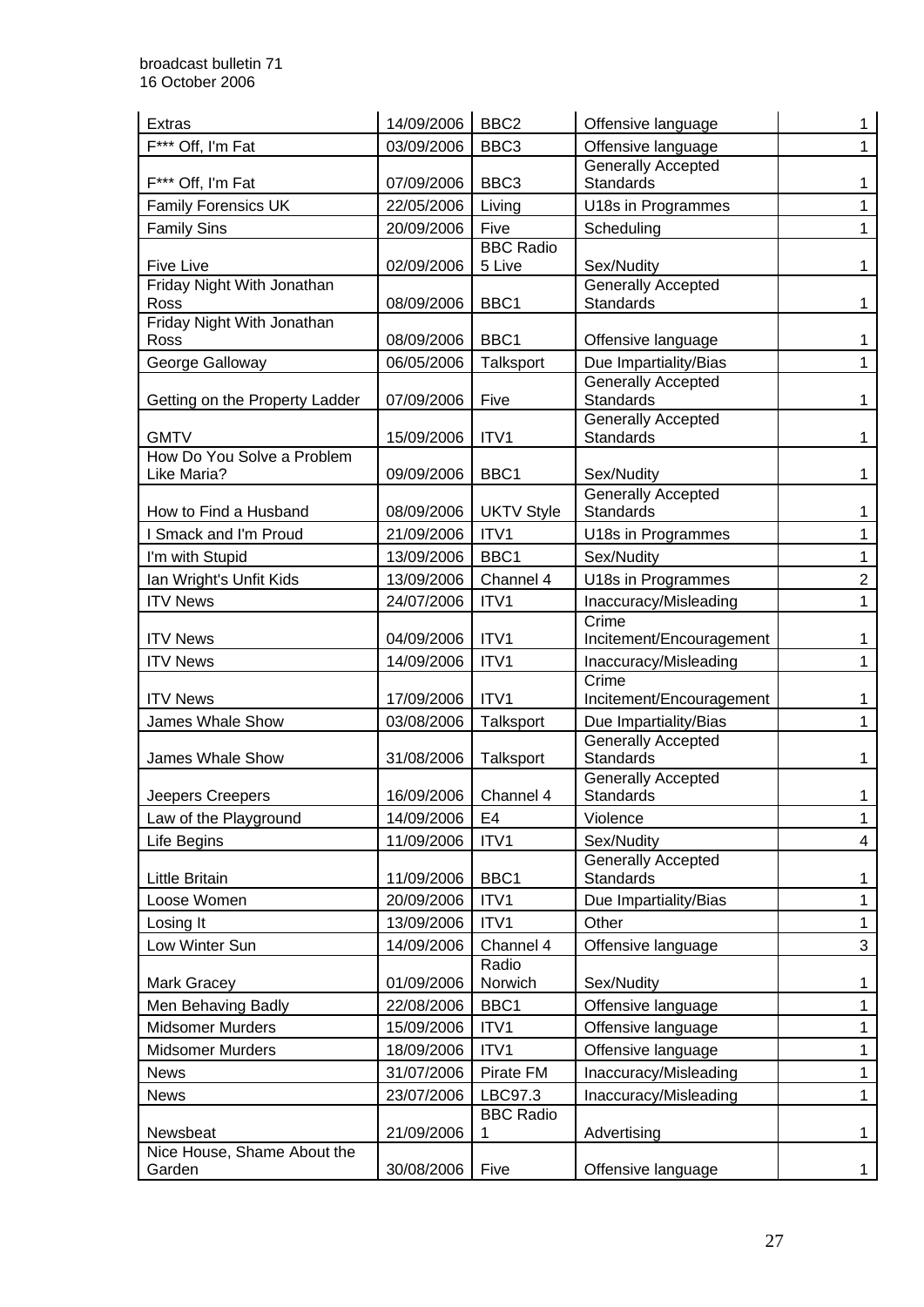| Extras | 14/09/2006 | BBC2 | Offensive language | 1 |
|---|---|---|---|---|
| F*** Off, I'm Fat | 03/09/2006 | BBC3 | Offensive language | 1 |
| F*** Off, I'm Fat | 07/09/2006 | BBC3 | Generally Accepted Standards | 1 |
| Family Forensics UK | 22/05/2006 | Living | U18s in Programmes | 1 |
| Family Sins | 20/09/2006 | Five | Scheduling | 1 |
| Five Live | 02/09/2006 | BBC Radio 5 Live | Sex/Nudity | 1 |
| Friday Night With Jonathan Ross | 08/09/2006 | BBC1 | Generally Accepted Standards | 1 |
| Friday Night With Jonathan Ross | 08/09/2006 | BBC1 | Offensive language | 1 |
| George Galloway | 06/05/2006 | Talksport | Due Impartiality/Bias | 1 |
| Getting on the Property Ladder | 07/09/2006 | Five | Generally Accepted Standards | 1 |
| GMTV | 15/09/2006 | ITV1 | Generally Accepted Standards | 1 |
| How Do You Solve a Problem Like Maria? | 09/09/2006 | BBC1 | Sex/Nudity | 1 |
| How to Find a Husband | 08/09/2006 | UKTV Style | Generally Accepted Standards | 1 |
| I Smack and I'm Proud | 21/09/2006 | ITV1 | U18s in Programmes | 1 |
| I'm with Stupid | 13/09/2006 | BBC1 | Sex/Nudity | 1 |
| Ian Wright's Unfit Kids | 13/09/2006 | Channel 4 | U18s in Programmes | 2 |
| ITV News | 24/07/2006 | ITV1 | Inaccuracy/Misleading | 1 |
| ITV News | 04/09/2006 | ITV1 | Crime Incitement/Encouragement | 1 |
| ITV News | 14/09/2006 | ITV1 | Inaccuracy/Misleading | 1 |
| ITV News | 17/09/2006 | ITV1 | Crime Incitement/Encouragement | 1 |
| James Whale Show | 03/08/2006 | Talksport | Due Impartiality/Bias | 1 |
| James Whale Show | 31/08/2006 | Talksport | Generally Accepted Standards | 1 |
| Jeepers Creepers | 16/09/2006 | Channel 4 | Generally Accepted Standards | 1 |
| Law of the Playground | 14/09/2006 | E4 | Violence | 1 |
| Life Begins | 11/09/2006 | ITV1 | Sex/Nudity | 4 |
| Little Britain | 11/09/2006 | BBC1 | Generally Accepted Standards | 1 |
| Loose Women | 20/09/2006 | ITV1 | Due Impartiality/Bias | 1 |
| Losing It | 13/09/2006 | ITV1 | Other | 1 |
| Low Winter Sun | 14/09/2006 | Channel 4 | Offensive language | 3 |
| Mark Gracey | 01/09/2006 | Radio Norwich | Sex/Nudity | 1 |
| Men Behaving Badly | 22/08/2006 | BBC1 | Offensive language | 1 |
| Midsomer Murders | 15/09/2006 | ITV1 | Offensive language | 1 |
| Midsomer Murders | 18/09/2006 | ITV1 | Offensive language | 1 |
| News | 31/07/2006 | Pirate FM | Inaccuracy/Misleading | 1 |
| News | 23/07/2006 | LBC97.3 | Inaccuracy/Misleading | 1 |
| Newsbeat | 21/09/2006 | BBC Radio 1 | Advertising | 1 |
| Nice House, Shame About the Garden | 30/08/2006 | Five | Offensive language | 1 |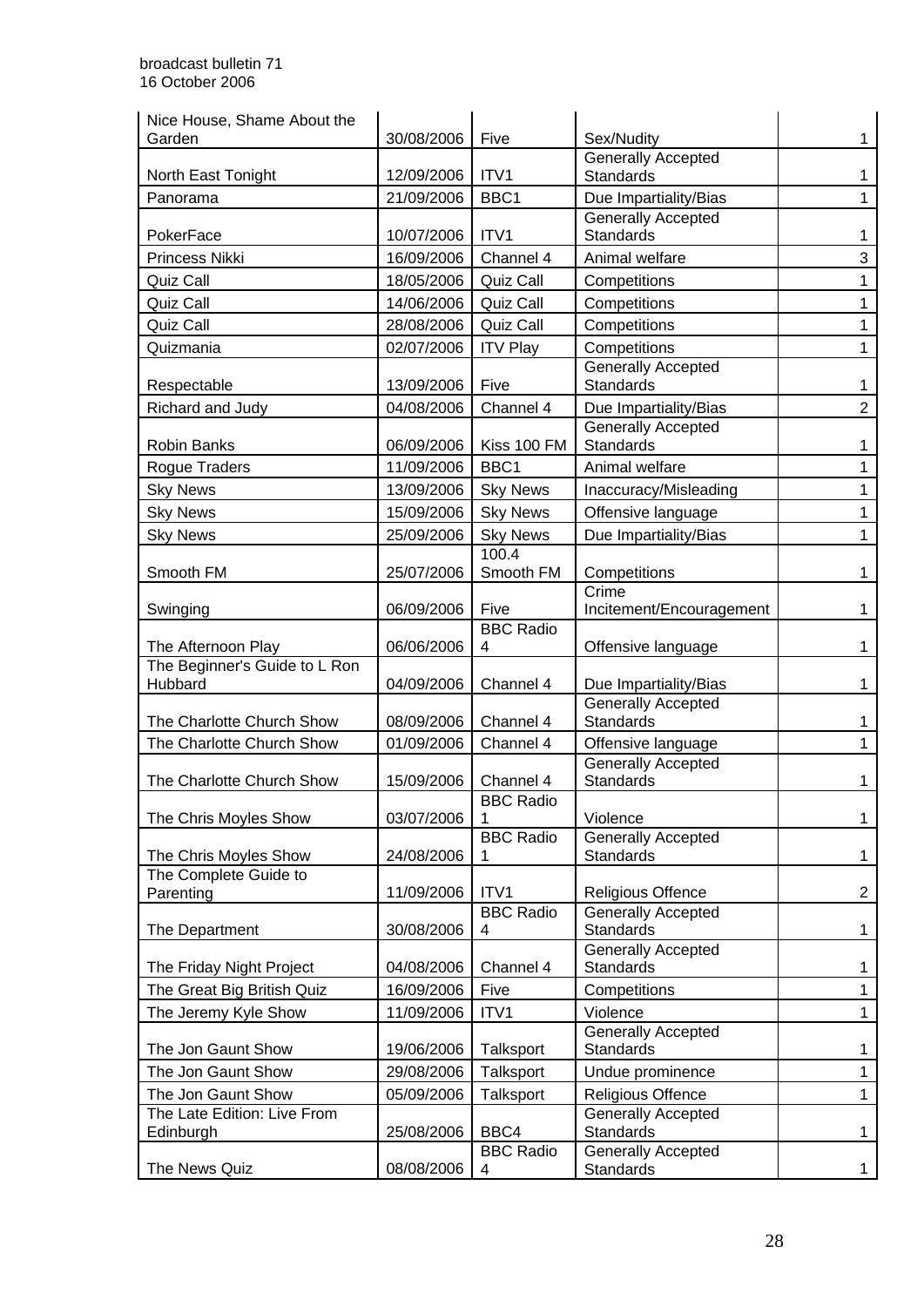| Nice House, Shame About the Garden | 30/08/2006 | Five | Sex/Nudity | 1 |
|---|---|---|---|---|
| North East Tonight | 12/09/2006 | ITV1 | Generally Accepted Standards | 1 |
| Panorama | 21/09/2006 | BBC1 | Due Impartiality/Bias | 1 |
| PokerFace | 10/07/2006 | ITV1 | Generally Accepted Standards | 1 |
| Princess Nikki | 16/09/2006 | Channel 4 | Animal welfare | 3 |
| Quiz Call | 18/05/2006 | Quiz Call | Competitions | 1 |
| Quiz Call | 14/06/2006 | Quiz Call | Competitions | 1 |
| Quiz Call | 28/08/2006 | Quiz Call | Competitions | 1 |
| Quizmania | 02/07/2006 | ITV Play | Competitions | 1 |
| Respectable | 13/09/2006 | Five | Generally Accepted Standards | 1 |
| Richard and Judy | 04/08/2006 | Channel 4 | Due Impartiality/Bias | 2 |
| Robin Banks | 06/09/2006 | Kiss 100 FM | Generally Accepted Standards | 1 |
| Rogue Traders | 11/09/2006 | BBC1 | Animal welfare | 1 |
| Sky News | 13/09/2006 | Sky News | Inaccuracy/Misleading | 1 |
| Sky News | 15/09/2006 | Sky News | Offensive language | 1 |
| Sky News | 25/09/2006 | Sky News | Due Impartiality/Bias | 1 |
| Smooth FM | 25/07/2006 | 100.4 Smooth FM | Competitions | 1 |
| Swinging | 06/09/2006 | Five | Crime Incitement/Encouragement | 1 |
| The Afternoon Play | 06/06/2006 | BBC Radio 4 | Offensive language | 1 |
| The Beginner's Guide to L Ron Hubbard | 04/09/2006 | Channel 4 | Due Impartiality/Bias | 1 |
| The Charlotte Church Show | 08/09/2006 | Channel 4 | Generally Accepted Standards | 1 |
| The Charlotte Church Show | 01/09/2006 | Channel 4 | Offensive language | 1 |
| The Charlotte Church Show | 15/09/2006 | Channel 4 | Generally Accepted Standards | 1 |
| The Chris Moyles Show | 03/07/2006 | BBC Radio 1 | Violence | 1 |
| The Chris Moyles Show | 24/08/2006 | BBC Radio 1 | Generally Accepted Standards | 1 |
| The Complete Guide to Parenting | 11/09/2006 | ITV1 | Religious Offence | 2 |
| The Department | 30/08/2006 | BBC Radio 4 | Generally Accepted Standards | 1 |
| The Friday Night Project | 04/08/2006 | Channel 4 | Generally Accepted Standards | 1 |
| The Great Big British Quiz | 16/09/2006 | Five | Competitions | 1 |
| The Jeremy Kyle Show | 11/09/2006 | ITV1 | Violence | 1 |
| The Jon Gaunt Show | 19/06/2006 | Talksport | Generally Accepted Standards | 1 |
| The Jon Gaunt Show | 29/08/2006 | Talksport | Undue prominence | 1 |
| The Jon Gaunt Show | 05/09/2006 | Talksport | Religious Offence | 1 |
| The Late Edition: Live From Edinburgh | 25/08/2006 | BBC4 | Generally Accepted Standards | 1 |
| The News Quiz | 08/08/2006 | BBC Radio 4 | Generally Accepted Standards | 1 |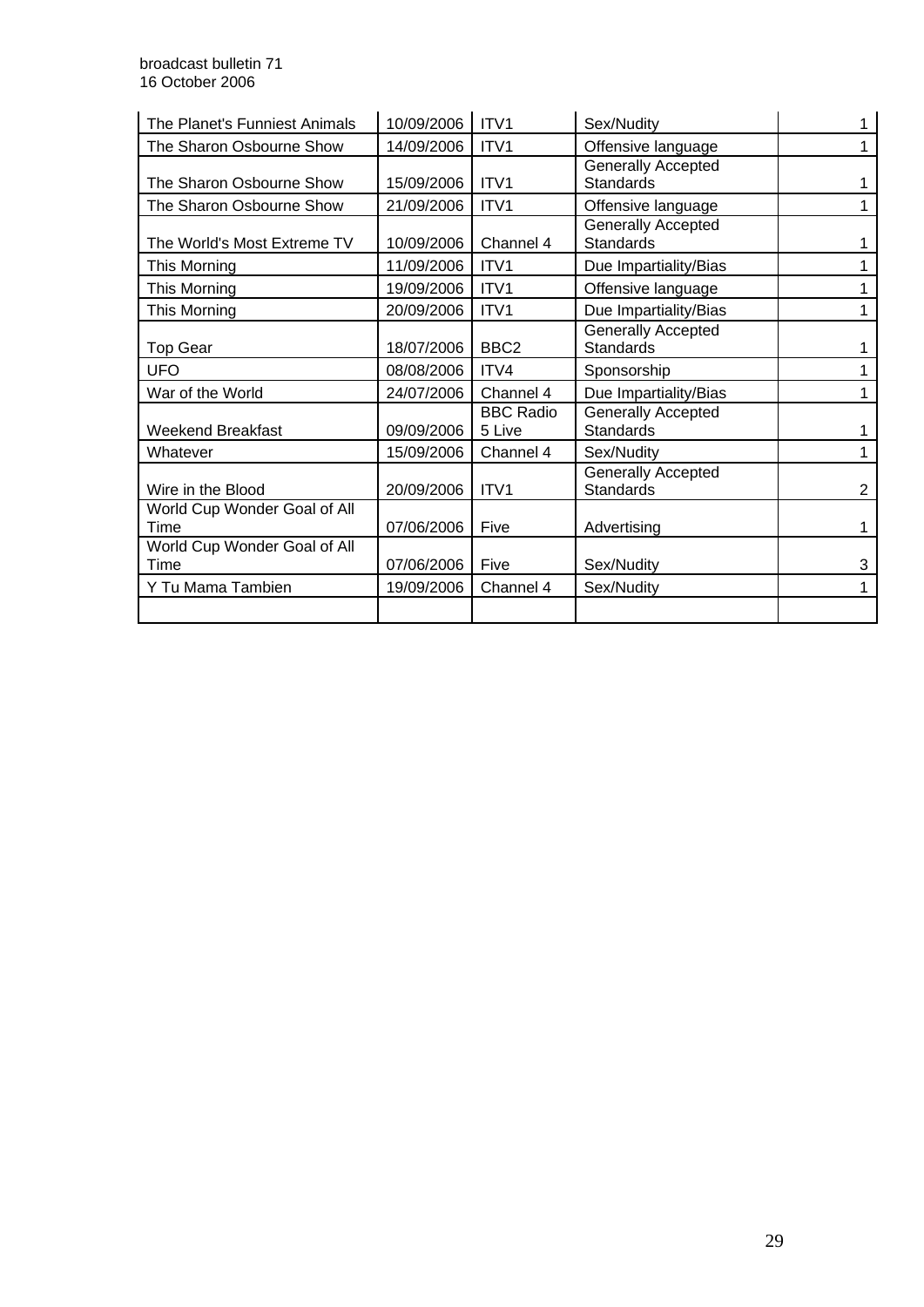| | | | | |
|---|---|---|---|---|
| The Planet's Funniest Animals | 10/09/2006 | ITV1 | Sex/Nudity | 1 |
| The Sharon Osbourne Show | 14/09/2006 | ITV1 | Offensive language | 1 |
| The Sharon Osbourne Show | 15/09/2006 | ITV1 | Generally Accepted Standards | 1 |
| The Sharon Osbourne Show | 21/09/2006 | ITV1 | Offensive language | 1 |
| The World's Most Extreme TV | 10/09/2006 | Channel 4 | Generally Accepted Standards | 1 |
| This Morning | 11/09/2006 | ITV1 | Due Impartiality/Bias | 1 |
| This Morning | 19/09/2006 | ITV1 | Offensive language | 1 |
| This Morning | 20/09/2006 | ITV1 | Due Impartiality/Bias | 1 |
| Top Gear | 18/07/2006 | BBC2 | Generally Accepted Standards | 1 |
| UFO | 08/08/2006 | ITV4 | Sponsorship | 1 |
| War of the World | 24/07/2006 | Channel 4 | Due Impartiality/Bias | 1 |
| Weekend Breakfast | 09/09/2006 | BBC Radio 5 Live | Generally Accepted Standards | 1 |
| Whatever | 15/09/2006 | Channel 4 | Sex/Nudity | 1 |
| Wire in the Blood | 20/09/2006 | ITV1 | Generally Accepted Standards | 2 |
| World Cup Wonder Goal of All Time | 07/06/2006 | Five | Advertising | 1 |
| World Cup Wonder Goal of All Time | 07/06/2006 | Five | Sex/Nudity | 3 |
| Y Tu Mama Tambien | 19/09/2006 | Channel 4 | Sex/Nudity | 1 |
| | | | | |